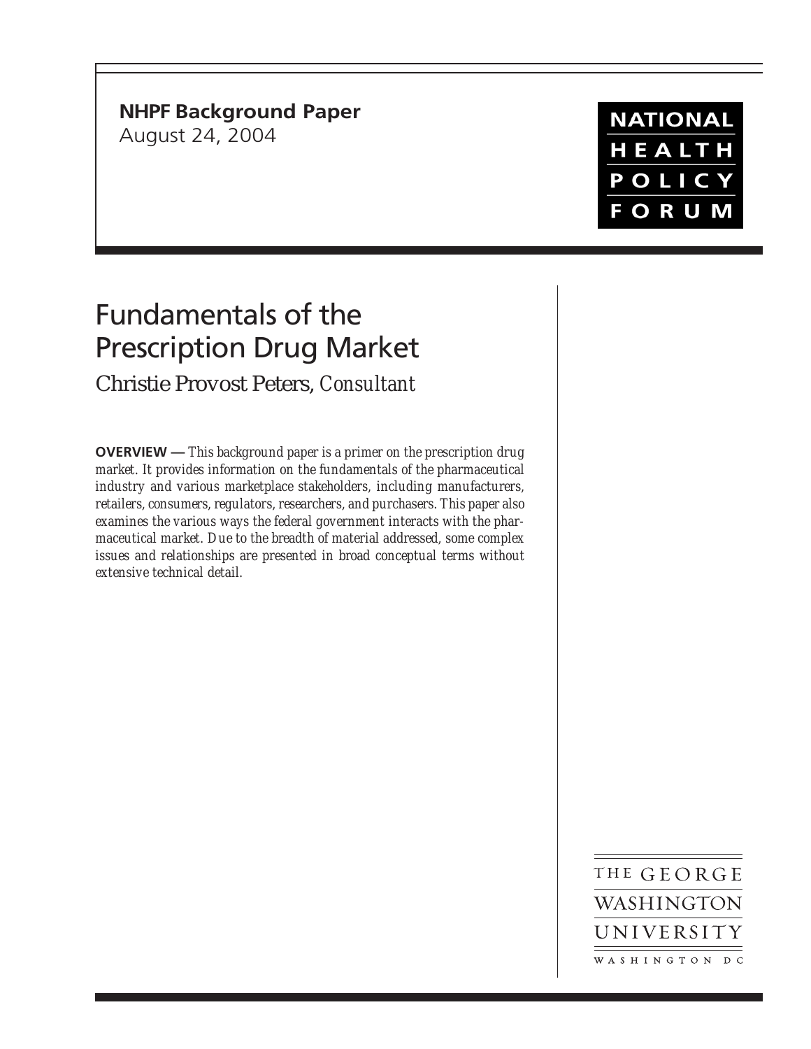**NHPF Background Paper**
August 24, 2004

NATIONAL HEALTH POLICY FORUM

# Fundamentals of the Prescription Drug Market

Christie Provost Peters, *Consultant*

**OVERVIEW —** *This background paper is a primer on the prescription drug market. It provides information on the fundamentals of the pharmaceutical industry and various marketplace stakeholders, including manufacturers, retailers, consumers, regulators, researchers, and purchasers. This paper also examines the various ways the federal government interacts with the pharmaceutical market. Due to the breadth of material addressed, some complex issues and relationships are presented in broad conceptual terms without extensive technical detail.*

THE GEORGE WASHINGTON UNIVERSITY
WASHINGTON DC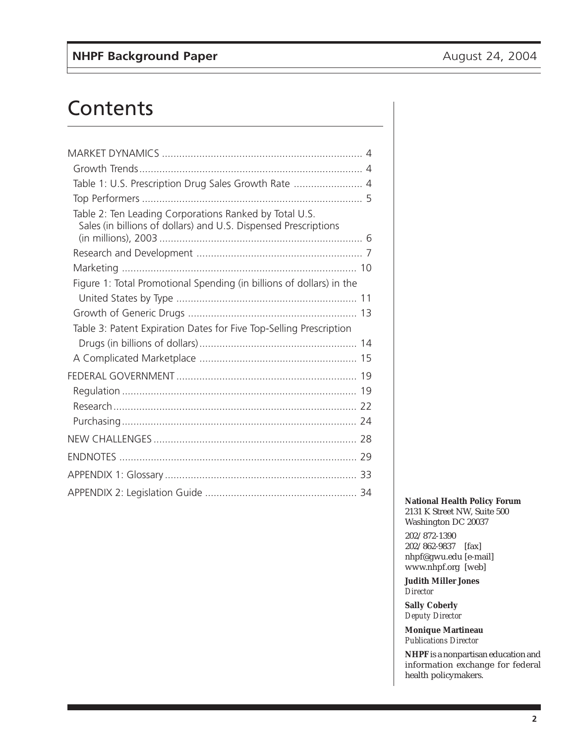# Contents

MARKET DYNAMICS ..................................................................... 4

- Growth Trends ............................................................................. 4
- Table 1: U.S. Prescription Drug Sales Growth Rate ........................ 4
- Top Performers ............................................................................ 5
- Table 2: Ten Leading Corporations Ranked by Total U.S. Sales (in billions of dollars) and U.S. Dispensed Prescriptions (in millions), 2003 ...................................................................... 6
- Research and Development ......................................................... 7
- Marketing ................................................................................. 10
- Figure 1: Total Promotional Spending (in billions of dollars) in the United States by Type .............................................................. 11
- Growth of Generic Drugs ........................................................... 13
- Table 3: Patent Expiration Dates for Five Top-Selling Prescription Drugs (in billions of dollars) ....................................................... 14
- A Complicated Marketplace ....................................................... 15

FEDERAL GOVERNMENT .............................................................. 19

- Regulation ................................................................................. 19
- Research .................................................................................... 22
- Purchasing ................................................................................. 24

NEW CHALLENGES ...................................................................... 28

ENDNOTES .................................................................................. 29

APPENDIX 1: Glossary .................................................................. 33

APPENDIX 2: Legislation Guide .................................................... 34

**National Health Policy Forum**
2131 K Street NW, Suite 500
Washington DC 20037

202/872-1390
202/862-9837 [fax]
nhpf@gwu.edu [e-mail]
www.nhpf.org [web]

**Judith Miller Jones**
*Director*

**Sally Coberly**
*Deputy Director*

**Monique Martineau**
*Publications Director*

**NHPF** is a nonpartisan education and information exchange for federal health policymakers.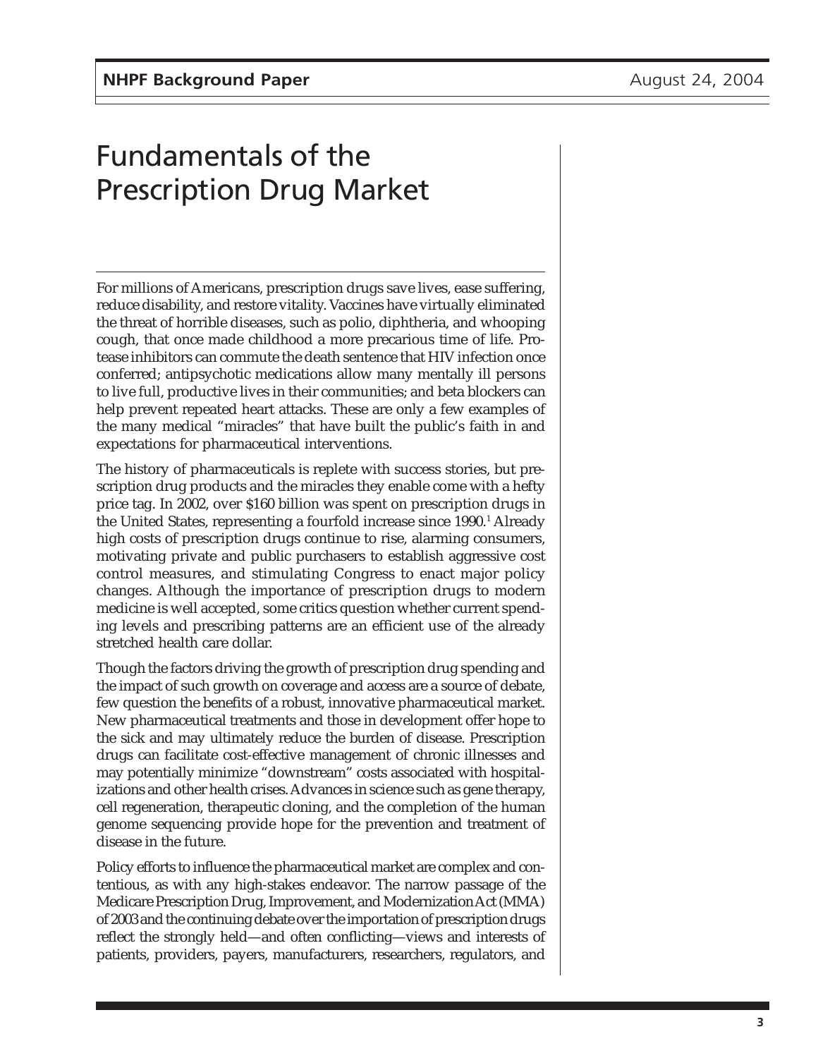# Fundamentals of the Prescription Drug Market

For millions of Americans, prescription drugs save lives, ease suffering, reduce disability, and restore vitality. Vaccines have virtually eliminated the threat of horrible diseases, such as polio, diphtheria, and whooping cough, that once made childhood a more precarious time of life. Protease inhibitors can commute the death sentence that HIV infection once conferred; antipsychotic medications allow many mentally ill persons to live full, productive lives in their communities; and beta blockers can help prevent repeated heart attacks. These are only a few examples of the many medical "miracles" that have built the public's faith in and expectations for pharmaceutical interventions.

The history of pharmaceuticals is replete with success stories, but prescription drug products and the miracles they enable come with a hefty price tag. In 2002, over $160 billion was spent on prescription drugs in the United States, representing a fourfold increase since 1990.[1] Already high costs of prescription drugs continue to rise, alarming consumers, motivating private and public purchasers to establish aggressive cost control measures, and stimulating Congress to enact major policy changes. Although the importance of prescription drugs to modern medicine is well accepted, some critics question whether current spending levels and prescribing patterns are an efficient use of the already stretched health care dollar.

Though the factors driving the growth of prescription drug spending and the impact of such growth on coverage and access are a source of debate, few question the benefits of a robust, innovative pharmaceutical market. New pharmaceutical treatments and those in development offer hope to the sick and may ultimately reduce the burden of disease. Prescription drugs can facilitate cost-effective management of chronic illnesses and may potentially minimize "downstream" costs associated with hospitalizations and other health crises. Advances in science such as gene therapy, cell regeneration, therapeutic cloning, and the completion of the human genome sequencing provide hope for the prevention and treatment of disease in the future.

Policy efforts to influence the pharmaceutical market are complex and contentious, as with any high-stakes endeavor. The narrow passage of the Medicare Prescription Drug, Improvement, and Modernization Act (MMA) of 2003 and the continuing debate over the importation of prescription drugs reflect the strongly held—and often conflicting—views and interests of patients, providers, payers, manufacturers, researchers, regulators, and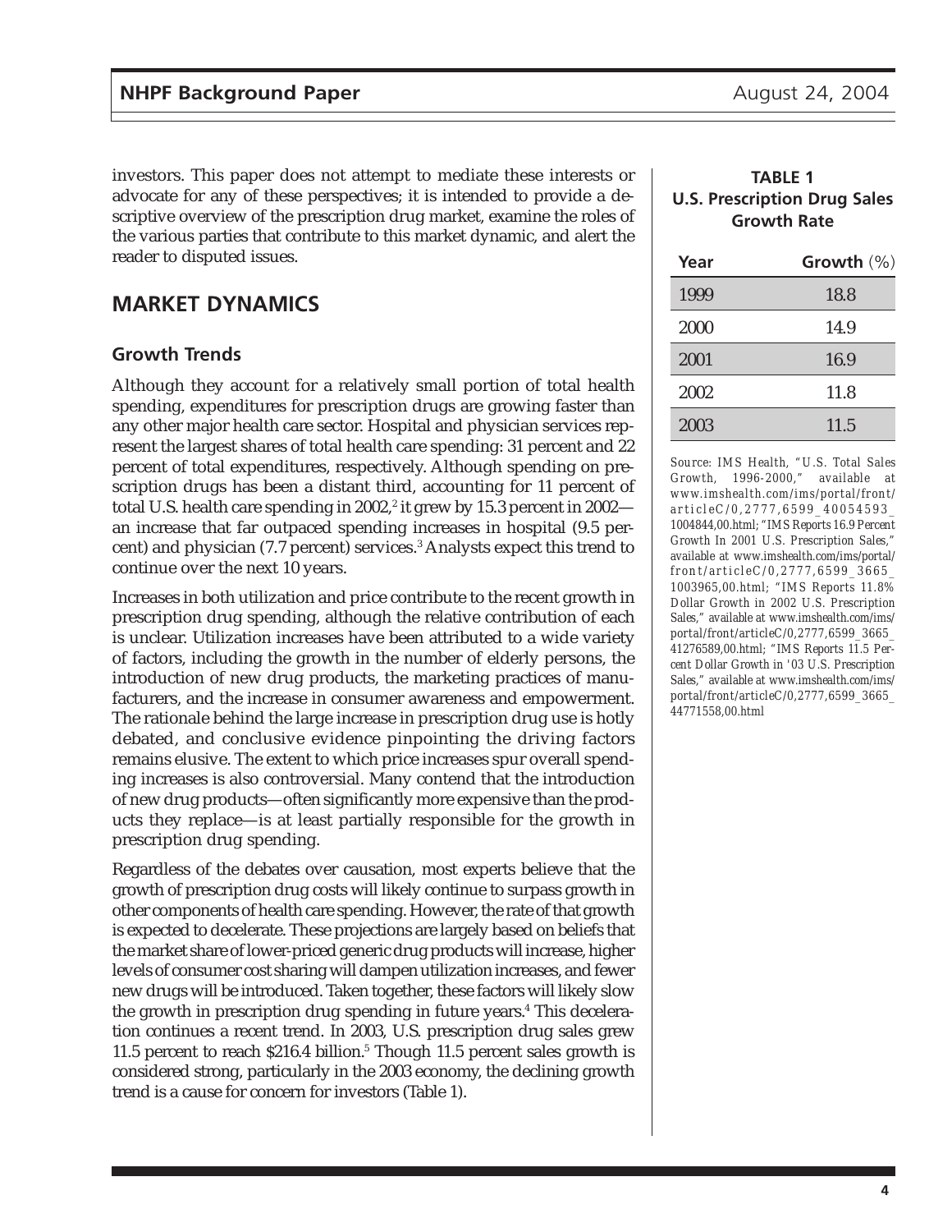investors. This paper does not attempt to mediate these interests or advocate for any of these perspectives; it is intended to provide a descriptive overview of the prescription drug market, examine the roles of the various parties that contribute to this market dynamic, and alert the reader to disputed issues.

## MARKET DYNAMICS

### Growth Trends

Although they account for a relatively small portion of total health spending, expenditures for prescription drugs are growing faster than any other major health care sector. Hospital and physician services represent the largest shares of total health care spending: 31 percent and 22 percent of total expenditures, respectively. Although spending on prescription drugs has been a distant third, accounting for 11 percent of total U.S. health care spending in 2002,[2] it grew by 15.3 percent in 2002—an increase that far outpaced spending increases in hospital (9.5 percent) and physician (7.7 percent) services.[3] Analysts expect this trend to continue over the next 10 years.

Increases in both utilization and price contribute to the recent growth in prescription drug spending, although the relative contribution of each is unclear. Utilization increases have been attributed to a wide variety of factors, including the growth in the number of elderly persons, the introduction of new drug products, the marketing practices of manufacturers, and the increase in consumer awareness and empowerment. The rationale behind the large increase in prescription drug use is hotly debated, and conclusive evidence pinpointing the driving factors remains elusive. The extent to which price increases spur overall spending increases is also controversial. Many contend that the introduction of new drug products—often significantly more expensive than the products they replace—is at least partially responsible for the growth in prescription drug spending.

Regardless of the debates over causation, most experts believe that the growth of prescription drug costs will likely continue to surpass growth in other components of health care spending. However, the rate of that growth is expected to decelerate. These projections are largely based on beliefs that the market share of lower-priced generic drug products will increase, higher levels of consumer cost sharing will dampen utilization increases, and fewer new drugs will be introduced. Taken together, these factors will likely slow the growth in prescription drug spending in future years.[4] This deceleration continues a recent trend. In 2003, U.S. prescription drug sales grew 11.5 percent to reach $216.4 billion.[5] Though 11.5 percent sales growth is considered strong, particularly in the 2003 economy, the declining growth trend is a cause for concern for investors (Table 1).

**TABLE 1**
**U.S. Prescription Drug Sales Growth Rate**

| Year | Growth (%) |
|---|---|
| 1999 | 18.8 |
| 2000 | 14.9 |
| 2001 | 16.9 |
| 2002 | 11.8 |
| 2003 | 11.5 |

*Source:* IMS Health, "U.S. Total Sales Growth, 1996-2000," available at www.imshealth.com/ims/portal/front/articleC/0,2777,6599_40054593_1004844,00.html; "IMS Reports 16.9 Percent Growth In 2001 U.S. Prescription Sales," available at www.imshealth.com/ims/portal/front/articleC/0,2777,6599_3665_1003965,00.html; "IMS Reports 11.8% Dollar Growth in 2002 U.S. Prescription Sales," available at www.imshealth.com/ims/portal/front/articleC/0,2777,6599_3665_41276589,00.html; "IMS Reports 11.5 Percent Dollar Growth in '03 U.S. Prescription Sales," available at www.imshealth.com/ims/portal/front/articleC/0,2777,6599_3665_44771558,00.html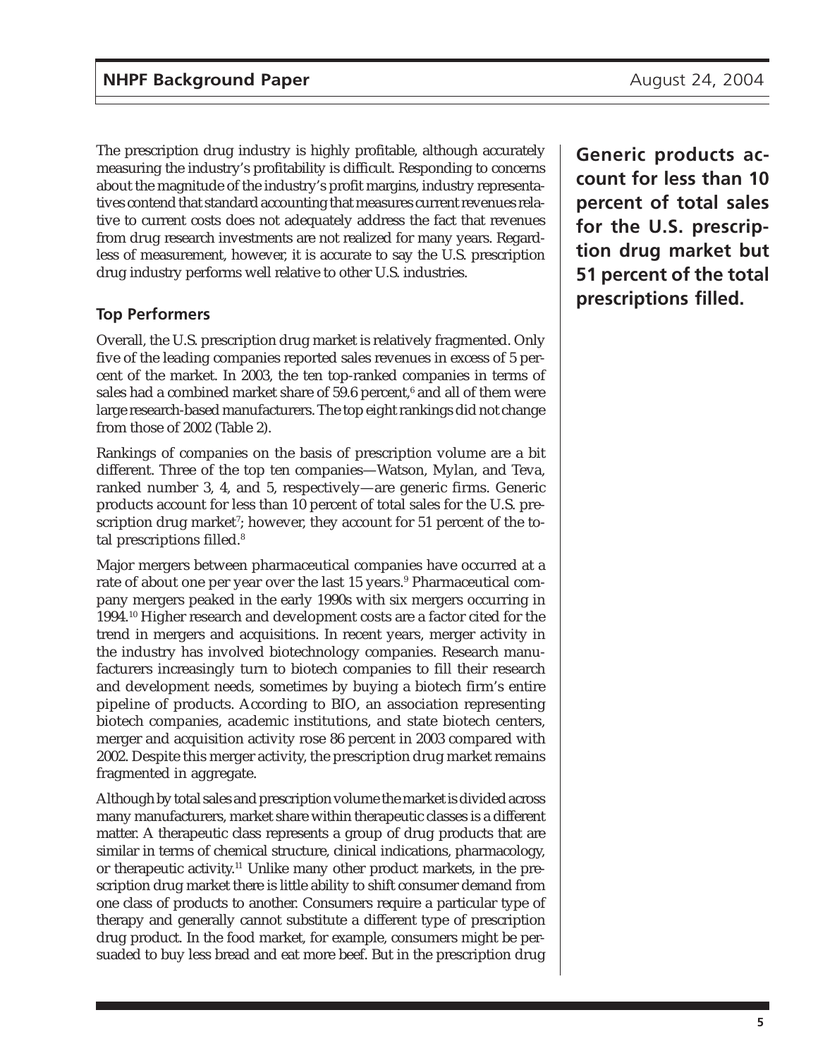The prescription drug industry is highly profitable, although accurately measuring the industry's profitability is difficult. Responding to concerns about the magnitude of the industry's profit margins, industry representatives contend that standard accounting that measures current revenues relative to current costs does not adequately address the fact that revenues from drug research investments are not realized for many years. Regardless of measurement, however, it is accurate to say the U.S. prescription drug industry performs well relative to other U.S. industries.

**Generic products account for less than 10 percent of total sales for the U.S. prescription drug market but 51 percent of the total prescriptions filled.**

### Top Performers

Overall, the U.S. prescription drug market is relatively fragmented. Only five of the leading companies reported sales revenues in excess of 5 percent of the market. In 2003, the ten top-ranked companies in terms of sales had a combined market share of 59.6 percent,[6] and all of them were large research-based manufacturers. The top eight rankings did not change from those of 2002 (Table 2).

Rankings of companies on the basis of prescription volume are a bit different. Three of the top ten companies—Watson, Mylan, and Teva, ranked number 3, 4, and 5, respectively—are generic firms. Generic products account for less than 10 percent of total sales for the U.S. prescription drug market[7]; however, they account for 51 percent of the total prescriptions filled.[8]

Major mergers between pharmaceutical companies have occurred at a rate of about one per year over the last 15 years.[9] Pharmaceutical company mergers peaked in the early 1990s with six mergers occurring in 1994.[10] Higher research and development costs are a factor cited for the trend in mergers and acquisitions. In recent years, merger activity in the industry has involved biotechnology companies. Research manufacturers increasingly turn to biotech companies to fill their research and development needs, sometimes by buying a biotech firm's entire pipeline of products. According to BIO, an association representing biotech companies, academic institutions, and state biotech centers, merger and acquisition activity rose 86 percent in 2003 compared with 2002. Despite this merger activity, the prescription drug market remains fragmented in aggregate.

Although by total sales and prescription volume the market is divided across many manufacturers, market share within therapeutic classes is a different matter. A therapeutic class represents a group of drug products that are similar in terms of chemical structure, clinical indications, pharmacology, or therapeutic activity.[11] Unlike many other product markets, in the prescription drug market there is little ability to shift consumer demand from one class of products to another. Consumers require a particular type of therapy and generally cannot substitute a different type of prescription drug product. In the food market, for example, consumers might be persuaded to buy less bread and eat more beef. But in the prescription drug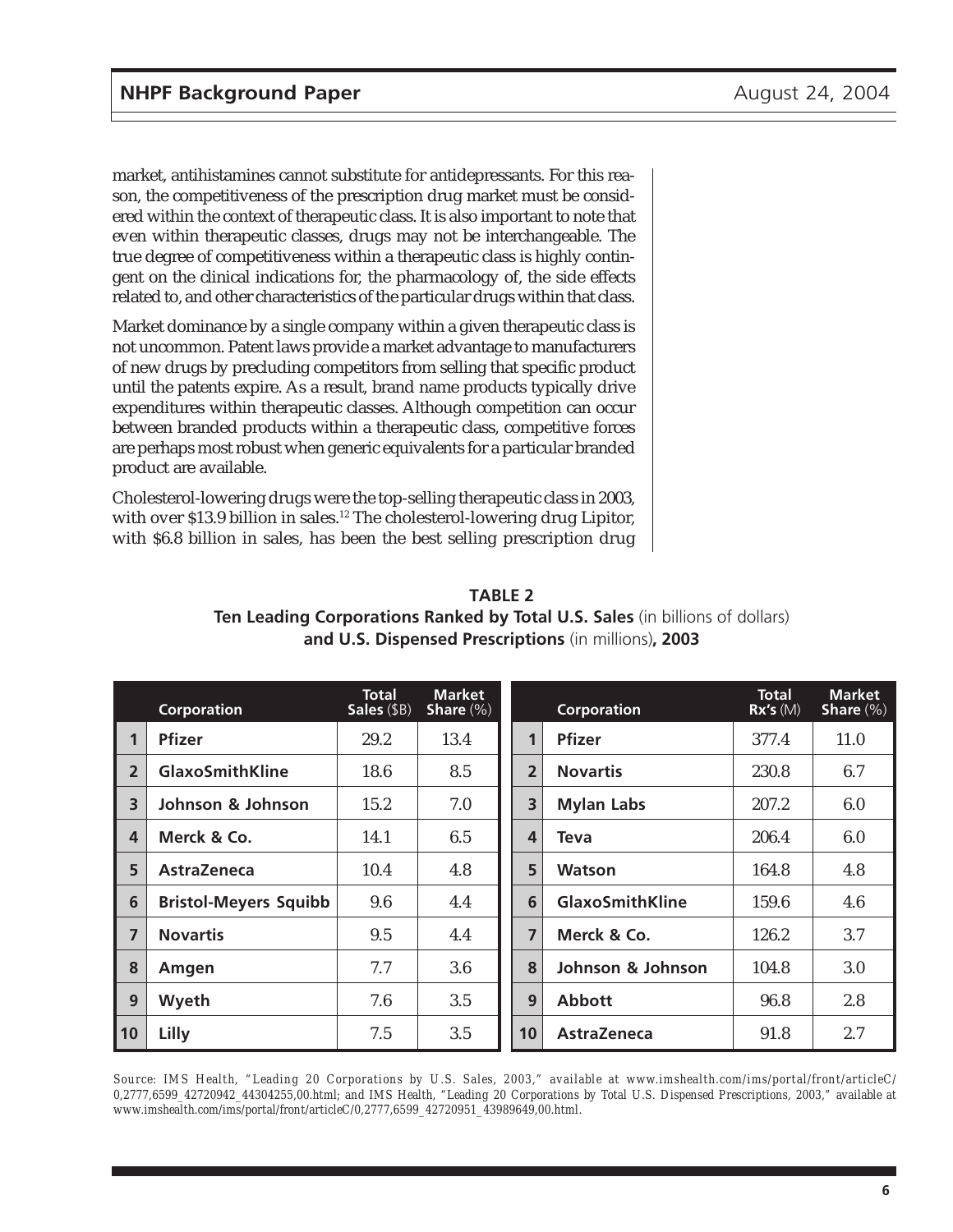market, antihistamines cannot substitute for antidepressants. For this reason, the competitiveness of the prescription drug market must be considered within the context of therapeutic class. It is also important to note that even within therapeutic classes, drugs may not be interchangeable. The true degree of competitiveness within a therapeutic class is highly contingent on the clinical indications for, the pharmacology of, the side effects related to, and other characteristics of the particular drugs within that class.

Market dominance by a single company within a given therapeutic class is not uncommon. Patent laws provide a market advantage to manufacturers of new drugs by precluding competitors from selling that specific product until the patents expire. As a result, brand name products typically drive expenditures within therapeutic classes. Although competition can occur between branded products within a therapeutic class, competitive forces are perhaps most robust when generic equivalents for a particular branded product are available.

Cholesterol-lowering drugs were the top-selling therapeutic class in 2003, with over $13.9 billion in sales.[12] The cholesterol-lowering drug Lipitor, with $6.8 billion in sales, has been the best selling prescription drug

**TABLE 2**
**Ten Leading Corporations Ranked by Total U.S. Sales** (in billions of dollars) **and U.S. Dispensed Prescriptions** (in millions)**, 2003**

| | Corporation | Total Sales ($B) | Market Share (%) |
|---|---|---|---|
| 1 | Pfizer | 29.2 | 13.4 |
| 2 | GlaxoSmithKline | 18.6 | 8.5 |
| 3 | Johnson & Johnson | 15.2 | 7.0 |
| 4 | Merck & Co. | 14.1 | 6.5 |
| 5 | AstraZeneca | 10.4 | 4.8 |
| 6 | Bristol-Meyers Squibb | 9.6 | 4.4 |
| 7 | Novartis | 9.5 | 4.4 |
| 8 | Amgen | 7.7 | 3.6 |
| 9 | Wyeth | 7.6 | 3.5 |
| 10 | Lilly | 7.5 | 3.5 |

| | Corporation | Total Rx's (M) | Market Share (%) |
|---|---|---|---|
| 1 | Pfizer | 377.4 | 11.0 |
| 2 | Novartis | 230.8 | 6.7 |
| 3 | Mylan Labs | 207.2 | 6.0 |
| 4 | Teva | 206.4 | 6.0 |
| 5 | Watson | 164.8 | 4.8 |
| 6 | GlaxoSmithKline | 159.6 | 4.6 |
| 7 | Merck & Co. | 126.2 | 3.7 |
| 8 | Johnson & Johnson | 104.8 | 3.0 |
| 9 | Abbott | 96.8 | 2.8 |
| 10 | AstraZeneca | 91.8 | 2.7 |

*Source:* IMS Health, "Leading 20 Corporations by U.S. Sales, 2003," available at www.imshealth.com/ims/portal/front/articleC/0,2777,6599_42720942_44304255,00.html; and IMS Health, "Leading 20 Corporations by Total U.S. Dispensed Prescriptions, 2003," available at www.imshealth.com/ims/portal/front/articleC/0,2777,6599_42720951_43989649,00.html.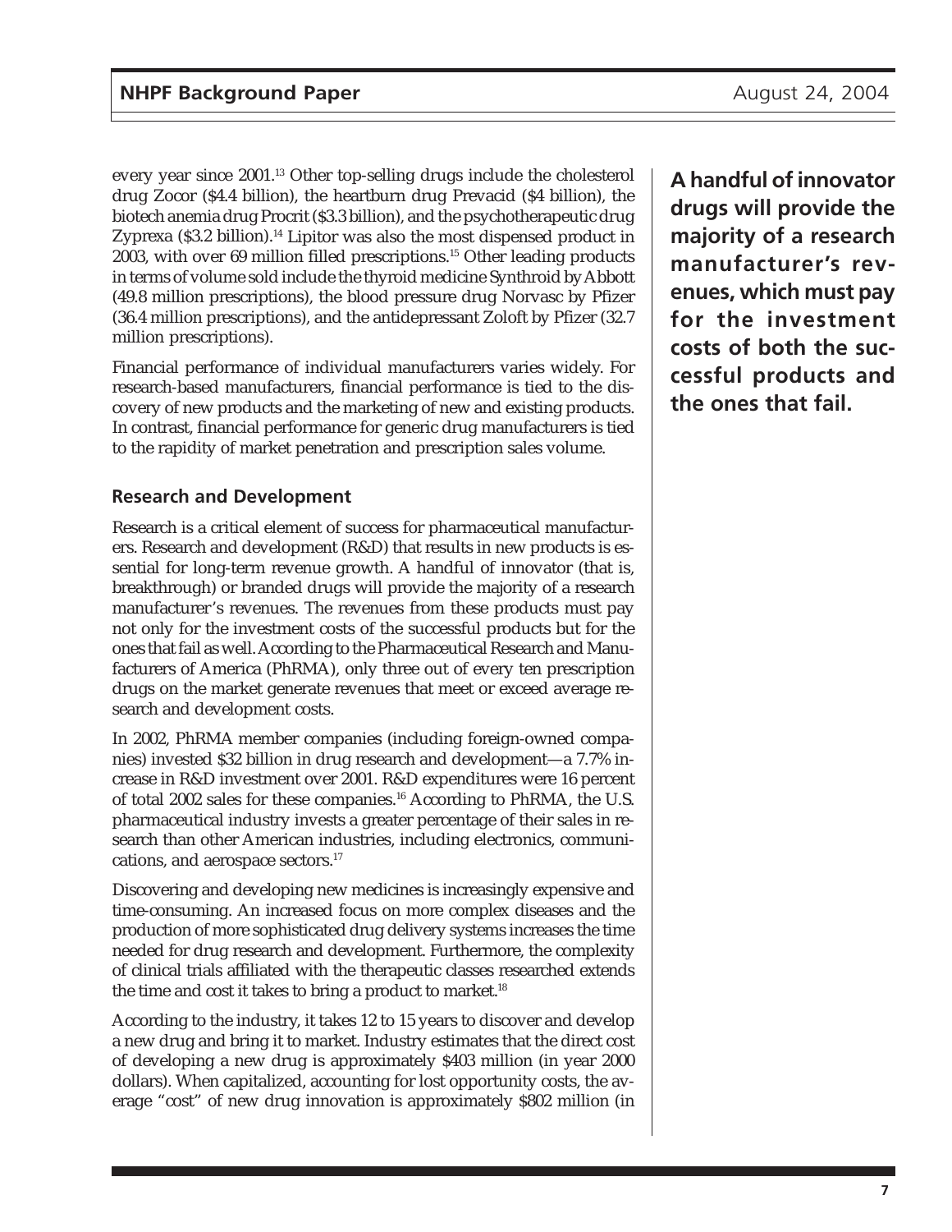every year since 2001.[13] Other top-selling drugs include the cholesterol drug Zocor ($4.4 billion), the heartburn drug Prevacid ($4 billion), the biotech anemia drug Procrit ($3.3 billion), and the psychotherapeutic drug Zyprexa ($3.2 billion).[14] Lipitor was also the most dispensed product in 2003, with over 69 million filled prescriptions.[15] Other leading products in terms of volume sold include the thyroid medicine Synthroid by Abbott (49.8 million prescriptions), the blood pressure drug Norvasc by Pfizer (36.4 million prescriptions), and the antidepressant Zoloft by Pfizer (32.7 million prescriptions).

Financial performance of individual manufacturers varies widely. For research-based manufacturers, financial performance is tied to the discovery of new products and the marketing of new and existing products. In contrast, financial performance for generic drug manufacturers is tied to the rapidity of market penetration and prescription sales volume.

**A handful of innovator drugs will provide the majority of a research manufacturer's revenues, which must pay for the investment costs of both the successful products and the ones that fail.**

### Research and Development

Research is a critical element of success for pharmaceutical manufacturers. Research and development (R&D) that results in new products is essential for long-term revenue growth. A handful of innovator (that is, breakthrough) or branded drugs will provide the majority of a research manufacturer's revenues. The revenues from these products must pay not only for the investment costs of the successful products but for the ones that fail as well. According to the Pharmaceutical Research and Manufacturers of America (PhRMA), only three out of every ten prescription drugs on the market generate revenues that meet or exceed average research and development costs.

In 2002, PhRMA member companies (including foreign-owned companies) invested $32 billion in drug research and development—a 7.7% increase in R&D investment over 2001. R&D expenditures were 16 percent of total 2002 sales for these companies.[16] According to PhRMA, the U.S. pharmaceutical industry invests a greater percentage of their sales in research than other American industries, including electronics, communications, and aerospace sectors.[17]

Discovering and developing new medicines is increasingly expensive and time-consuming. An increased focus on more complex diseases and the production of more sophisticated drug delivery systems increases the time needed for drug research and development. Furthermore, the complexity of clinical trials affiliated with the therapeutic classes researched extends the time and cost it takes to bring a product to market.[18]

According to the industry, it takes 12 to 15 years to discover and develop a new drug and bring it to market. Industry estimates that the direct cost of developing a new drug is approximately $403 million (in year 2000 dollars). When capitalized, accounting for lost opportunity costs, the average "cost" of new drug innovation is approximately $802 million (in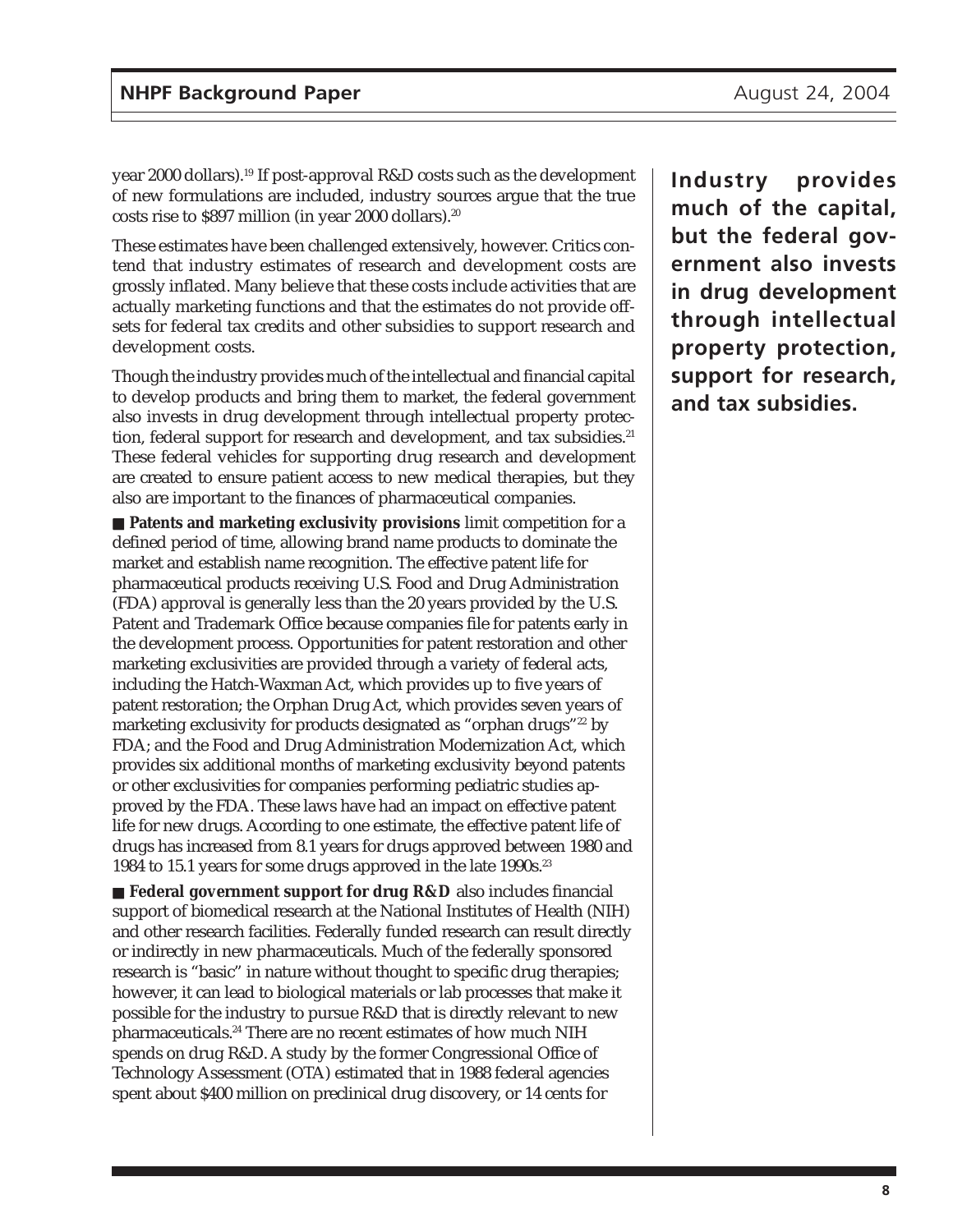year 2000 dollars).[19] If post-approval R&D costs such as the development of new formulations are included, industry sources argue that the true costs rise to $897 million (in year 2000 dollars).[20]

These estimates have been challenged extensively, however. Critics contend that industry estimates of research and development costs are grossly inflated. Many believe that these costs include activities that are actually marketing functions and that the estimates do not provide offsets for federal tax credits and other subsidies to support research and development costs.

Though the industry provides much of the intellectual and financial capital to develop products and bring them to market, the federal government also invests in drug development through intellectual property protection, federal support for research and development, and tax subsidies.[21] These federal vehicles for supporting drug research and development are created to ensure patient access to new medical therapies, but they also are important to the finances of pharmaceutical companies.

**Industry provides much of the capital, but the federal government also invests in drug development through intellectual property protection, support for research, and tax subsidies.**

- **Patents and marketing exclusivity provisions** limit competition for a defined period of time, allowing brand name products to dominate the market and establish name recognition. The effective patent life for pharmaceutical products receiving U.S. Food and Drug Administration (FDA) approval is generally less than the 20 years provided by the U.S. Patent and Trademark Office because companies file for patents early in the development process. Opportunities for patent restoration and other marketing exclusivities are provided through a variety of federal acts, including the Hatch-Waxman Act, which provides up to five years of patent restoration; the Orphan Drug Act, which provides seven years of marketing exclusivity for products designated as "orphan drugs"[22] by FDA; and the Food and Drug Administration Modernization Act, which provides six additional months of marketing exclusivity beyond patents or other exclusivities for companies performing pediatric studies approved by the FDA. These laws have had an impact on effective patent life for new drugs. According to one estimate, the effective patent life of drugs has increased from 8.1 years for drugs approved between 1980 and 1984 to 15.1 years for some drugs approved in the late 1990s.[23]

- **Federal government support for drug R&D** also includes financial support of biomedical research at the National Institutes of Health (NIH) and other research facilities. Federally funded research can result directly or indirectly in new pharmaceuticals. Much of the federally sponsored research is "basic" in nature without thought to specific drug therapies; however, it can lead to biological materials or lab processes that make it possible for the industry to pursue R&D that is directly relevant to new pharmaceuticals.[24] There are no recent estimates of how much NIH spends on drug R&D. A study by the former Congressional Office of Technology Assessment (OTA) estimated that in 1988 federal agencies spent about $400 million on preclinical drug discovery, or 14 cents for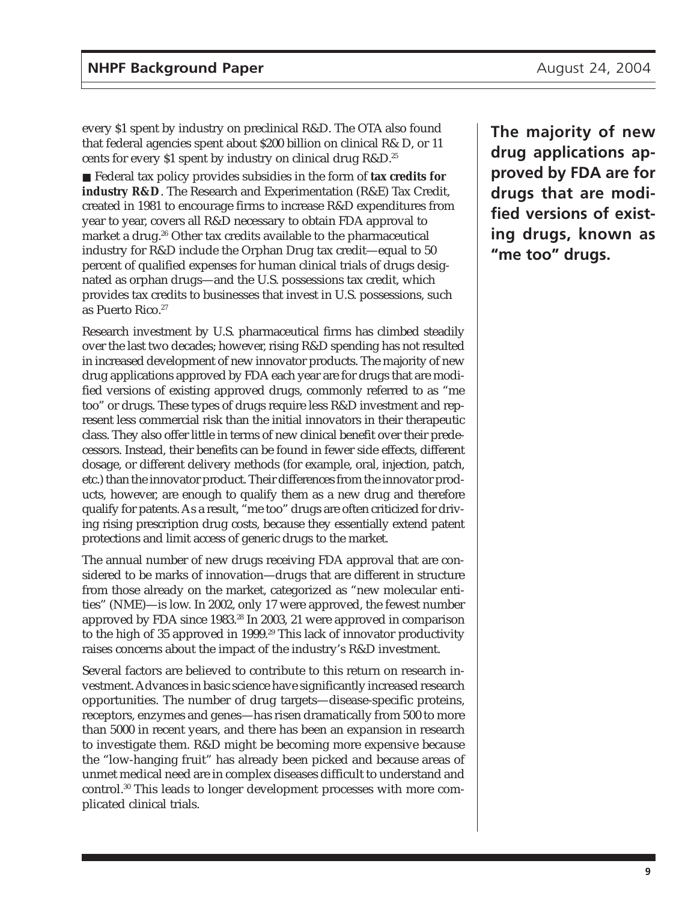every $1 spent by industry on preclinical R&D. The OTA also found that federal agencies spent about $200 billion on clinical R& D, or 11 cents for every $1 spent by industry on clinical drug R&D.[25]

■ Federal tax policy provides subsidies in the form of **tax credits for industry R&D**. The Research and Experimentation (R&E) Tax Credit, created in 1981 to encourage firms to increase R&D expenditures from year to year, covers all R&D necessary to obtain FDA approval to market a drug.[26] Other tax credits available to the pharmaceutical industry for R&D include the Orphan Drug tax credit—equal to 50 percent of qualified expenses for human clinical trials of drugs designated as orphan drugs—and the U.S. possessions tax credit, which provides tax credits to businesses that invest in U.S. possessions, such as Puerto Rico.[27]

Research investment by U.S. pharmaceutical firms has climbed steadily over the last two decades; however, rising R&D spending has not resulted in increased development of new innovator products. The majority of new drug applications approved by FDA each year are for drugs that are modified versions of existing approved drugs, commonly referred to as "me too" or drugs. These types of drugs require less R&D investment and represent less commercial risk than the initial innovators in their therapeutic class. They also offer little in terms of new clinical benefit over their predecessors. Instead, their benefits can be found in fewer side effects, different dosage, or different delivery methods (for example, oral, injection, patch, etc.) than the innovator product. Their differences from the innovator products, however, are enough to qualify them as a new drug and therefore qualify for patents. As a result, "me too" drugs are often criticized for driving rising prescription drug costs, because they essentially extend patent protections and limit access of generic drugs to the market.

**The majority of new drug applications approved by FDA are for drugs that are modified versions of existing drugs, known as "me too" drugs.**

The annual number of new drugs receiving FDA approval that are considered to be marks of innovation—drugs that are different in structure from those already on the market, categorized as "new molecular entities" (NME)—is low. In 2002, only 17 were approved, the fewest number approved by FDA since 1983.[28] In 2003, 21 were approved in comparison to the high of 35 approved in 1999.[29] This lack of innovator productivity raises concerns about the impact of the industry's R&D investment.

Several factors are believed to contribute to this return on research investment. Advances in basic science have significantly increased research opportunities. The number of drug targets—disease-specific proteins, receptors, enzymes and genes—has risen dramatically from 500 to more than 5000 in recent years, and there has been an expansion in research to investigate them. R&D might be becoming more expensive because the "low-hanging fruit" has already been picked and because areas of unmet medical need are in complex diseases difficult to understand and control.[30] This leads to longer development processes with more complicated clinical trials.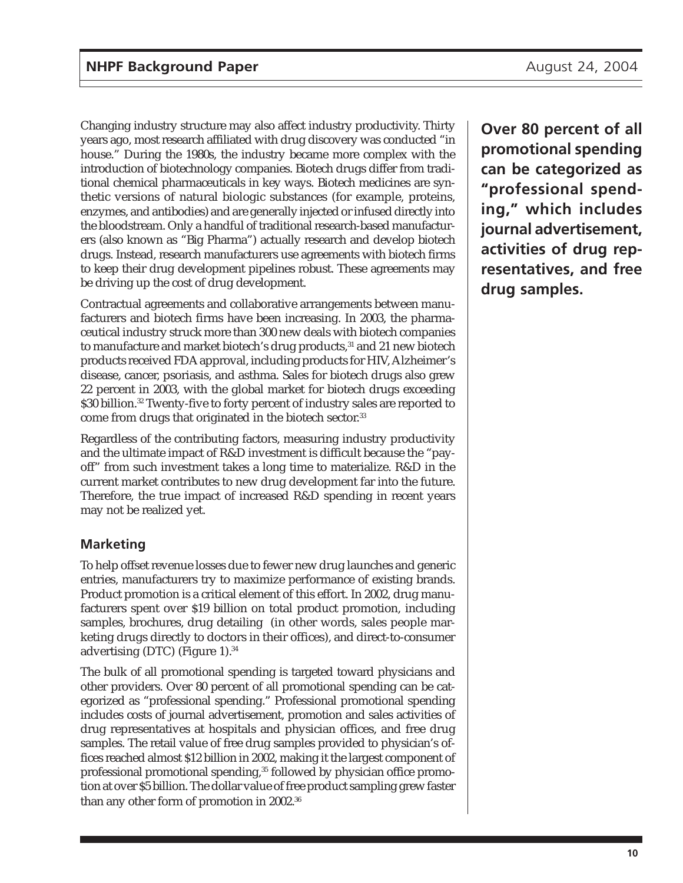Changing industry structure may also affect industry productivity. Thirty years ago, most research affiliated with drug discovery was conducted "in house." During the 1980s, the industry became more complex with the introduction of biotechnology companies. Biotech drugs differ from traditional chemical pharmaceuticals in key ways. Biotech medicines are synthetic versions of natural biologic substances (for example, proteins, enzymes, and antibodies) and are generally injected or infused directly into the bloodstream. Only a handful of traditional research-based manufacturers (also known as "Big Pharma") actually research and develop biotech drugs. Instead, research manufacturers use agreements with biotech firms to keep their drug development pipelines robust. These agreements may be driving up the cost of drug development.

Contractual agreements and collaborative arrangements between manufacturers and biotech firms have been increasing. In 2003, the pharmaceutical industry struck more than 300 new deals with biotech companies to manufacture and market biotech's drug products,[31] and 21 new biotech products received FDA approval, including products for HIV, Alzheimer's disease, cancer, psoriasis, and asthma. Sales for biotech drugs also grew 22 percent in 2003, with the global market for biotech drugs exceeding $30 billion.[32] Twenty-five to forty percent of industry sales are reported to come from drugs that originated in the biotech sector.[33]

Regardless of the contributing factors, measuring industry productivity and the ultimate impact of R&D investment is difficult because the "payoff" from such investment takes a long time to materialize. R&D in the current market contributes to new drug development far into the future. Therefore, the true impact of increased R&D spending in recent years may not be realized yet.

### Marketing

To help offset revenue losses due to fewer new drug launches and generic entries, manufacturers try to maximize performance of existing brands. Product promotion is a critical element of this effort. In 2002, drug manufacturers spent over $19 billion on total product promotion, including samples, brochures, drug detailing (in other words, sales people marketing drugs directly to doctors in their offices), and direct-to-consumer advertising (DTC) (Figure 1).[34]

The bulk of all promotional spending is targeted toward physicians and other providers. Over 80 percent of all promotional spending can be categorized as "professional spending." Professional promotional spending includes costs of journal advertisement, promotion and sales activities of drug representatives at hospitals and physician offices, and free drug samples. The retail value of free drug samples provided to physician's offices reached almost $12 billion in 2002, making it the largest component of professional promotional spending,[35] followed by physician office promotion at over $5 billion. The dollar value of free product sampling grew faster than any other form of promotion in 2002.[36]

**Over 80 percent of all promotional spending can be categorized as "professional spending," which includes journal advertisement, activities of drug representatives, and free drug samples.**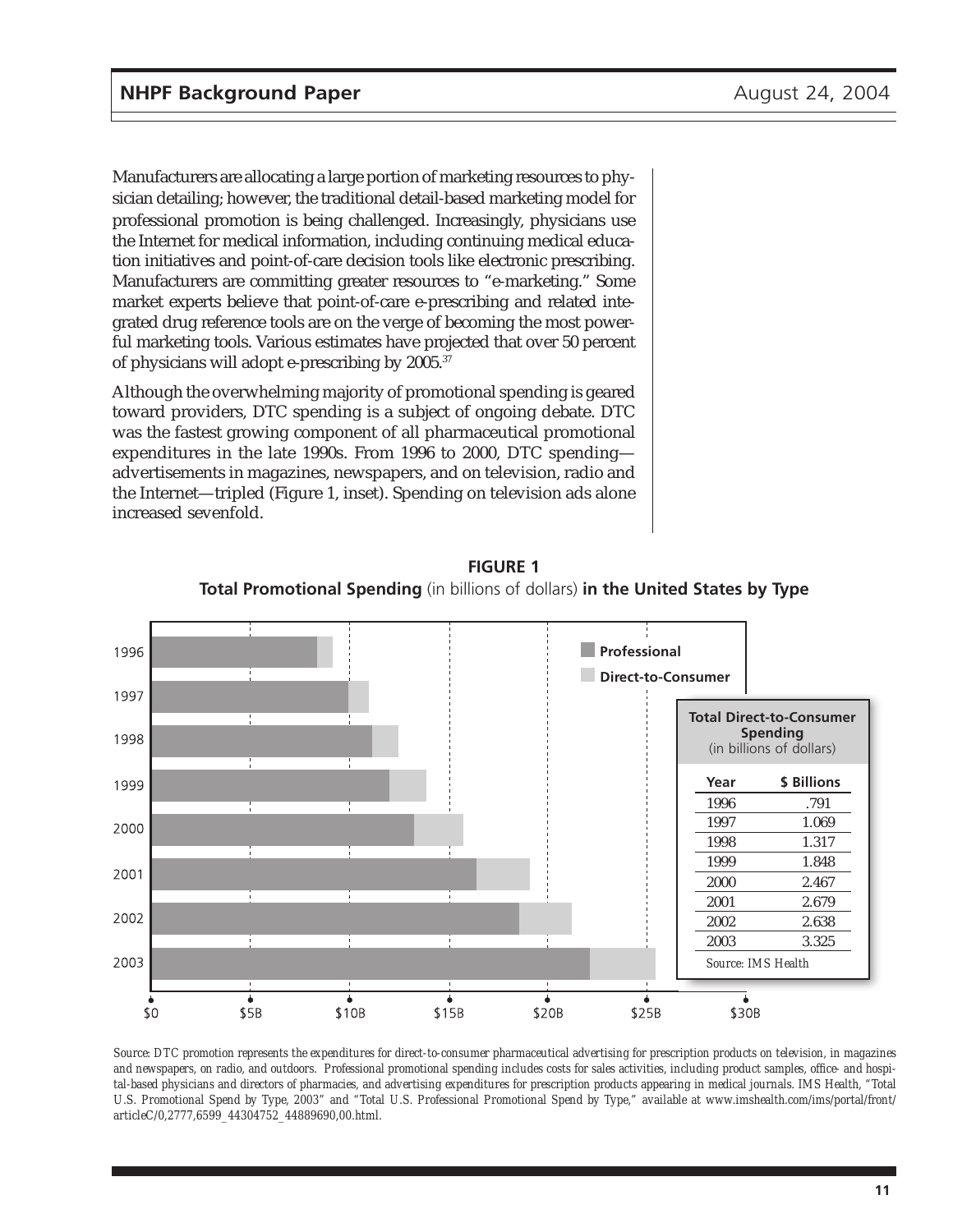Manufacturers are allocating a large portion of marketing resources to physician detailing; however, the traditional detail-based marketing model for professional promotion is being challenged. Increasingly, physicians use the Internet for medical information, including continuing medical education initiatives and point-of-care decision tools like electronic prescribing. Manufacturers are committing greater resources to "e-marketing." Some market experts believe that point-of-care e-prescribing and related integrated drug reference tools are on the verge of becoming the most powerful marketing tools. Various estimates have projected that over 50 percent of physicians will adopt e-prescribing by 2005.[37]

Although the overwhelming majority of promotional spending is geared toward providers, DTC spending is a subject of ongoing debate. DTC was the fastest growing component of all pharmaceutical promotional expenditures in the late 1990s. From 1996 to 2000, DTC spending—advertisements in magazines, newspapers, and on television, radio and the Internet—tripled (Figure 1, inset). Spending on television ads alone increased sevenfold.

**FIGURE 1**
**Total Promotional Spending** (in billions of dollars) **in the United States by Type**

**Total Direct-to-Consumer Spending** (in billions of dollars)

| Year | $ Billions |
|---|---|
| 1996 | .791 |
| 1997 | 1.069 |
| 1998 | 1.317 |
| 1999 | 1.848 |
| 2000 | 2.467 |
| 2001 | 2.679 |
| 2002 | 2.638 |
| 2003 | 3.325 |

*Source: IMS Health*

*Source: DTC promotion represents the expenditures for direct-to-consumer pharmaceutical advertising for prescription products on television, in magazines and newspapers, on radio, and outdoors. Professional promotional spending includes costs for sales activities, including product samples, office- and hospital-based physicians and directors of pharmacies, and advertising expenditures for prescription products appearing in medical journals. IMS Health, "Total U.S. Promotional Spend by Type, 2003" and "Total U.S. Professional Promotional Spend by Type," available at www.imshealth.com/ims/portal/front/articleC/0,2777,6599_44304752_44889690,00.html.*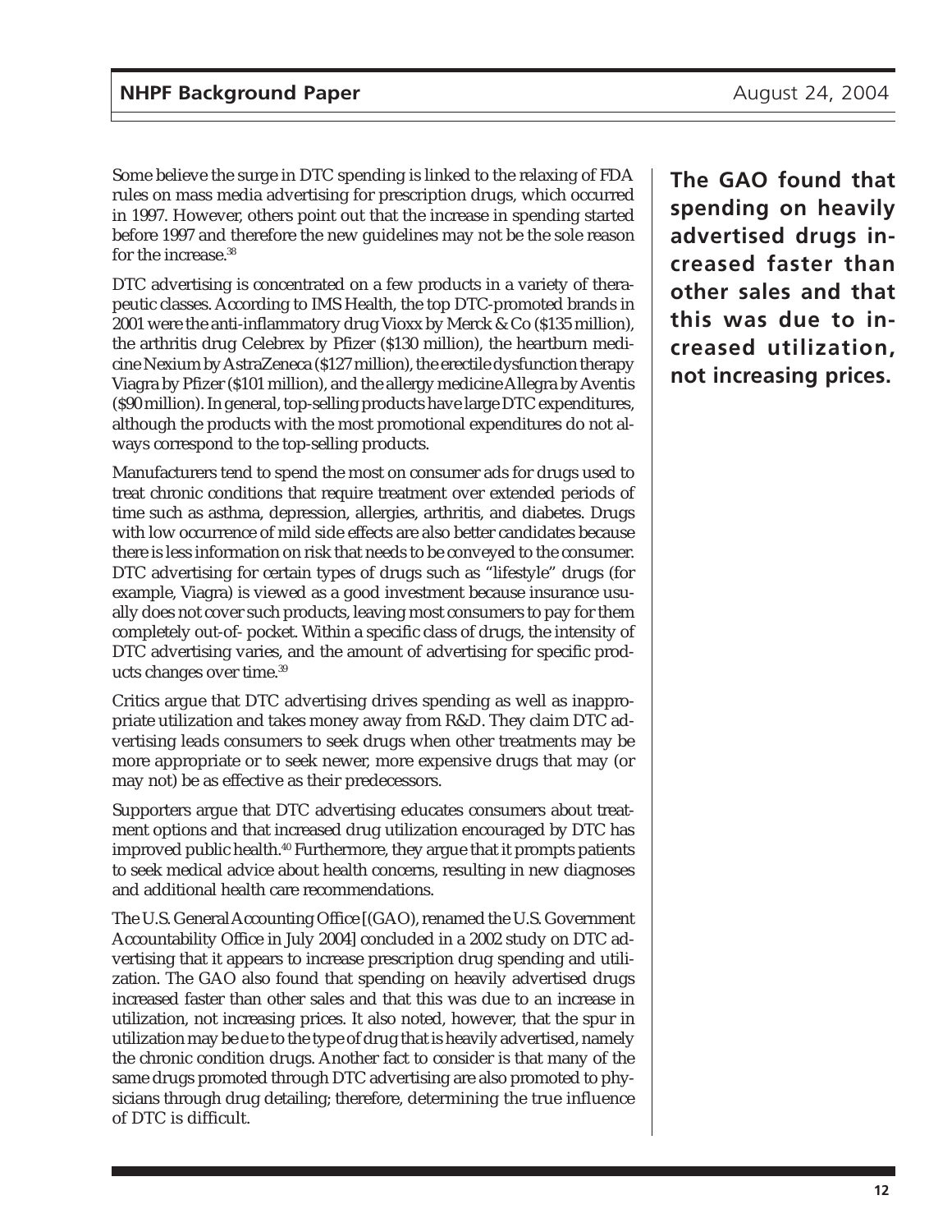Some believe the surge in DTC spending is linked to the relaxing of FDA rules on mass media advertising for prescription drugs, which occurred in 1997. However, others point out that the increase in spending started before 1997 and therefore the new guidelines may not be the sole reason for the increase.[38]

DTC advertising is concentrated on a few products in a variety of therapeutic classes. According to IMS Health, the top DTC-promoted brands in 2001 were the anti-inflammatory drug Vioxx by Merck & Co ($135 million), the arthritis drug Celebrex by Pfizer ($130 million), the heartburn medicine Nexium by AstraZeneca ($127 million), the erectile dysfunction therapy Viagra by Pfizer ($101 million), and the allergy medicine Allegra by Aventis ($90 million). In general, top-selling products have large DTC expenditures, although the products with the most promotional expenditures do not always correspond to the top-selling products.

Manufacturers tend to spend the most on consumer ads for drugs used to treat chronic conditions that require treatment over extended periods of time such as asthma, depression, allergies, arthritis, and diabetes. Drugs with low occurrence of mild side effects are also better candidates because there is less information on risk that needs to be conveyed to the consumer. DTC advertising for certain types of drugs such as "lifestyle" drugs (for example, Viagra) is viewed as a good investment because insurance usually does not cover such products, leaving most consumers to pay for them completely out-of- pocket. Within a specific class of drugs, the intensity of DTC advertising varies, and the amount of advertising for specific products changes over time.[39]

Critics argue that DTC advertising drives spending as well as inappropriate utilization and takes money away from R&D. They claim DTC advertising leads consumers to seek drugs when other treatments may be more appropriate or to seek newer, more expensive drugs that may (or may not) be as effective as their predecessors.

Supporters argue that DTC advertising educates consumers about treatment options and that increased drug utilization encouraged by DTC has improved public health.[40] Furthermore, they argue that it prompts patients to seek medical advice about health concerns, resulting in new diagnoses and additional health care recommendations.

The U.S. General Accounting Office [(GAO), renamed the U.S. Government Accountability Office in July 2004] concluded in a 2002 study on DTC advertising that it appears to increase prescription drug spending and utilization. The GAO also found that spending on heavily advertised drugs increased faster than other sales and that this was due to an increase in utilization, not increasing prices. It also noted, however, that the spur in utilization may be due to the type of drug that is heavily advertised, namely the chronic condition drugs. Another fact to consider is that many of the same drugs promoted through DTC advertising are also promoted to physicians through drug detailing; therefore, determining the true influence of DTC is difficult.

**The GAO found that spending on heavily advertised drugs increased faster than other sales and that this was due to increased utilization, not increasing prices.**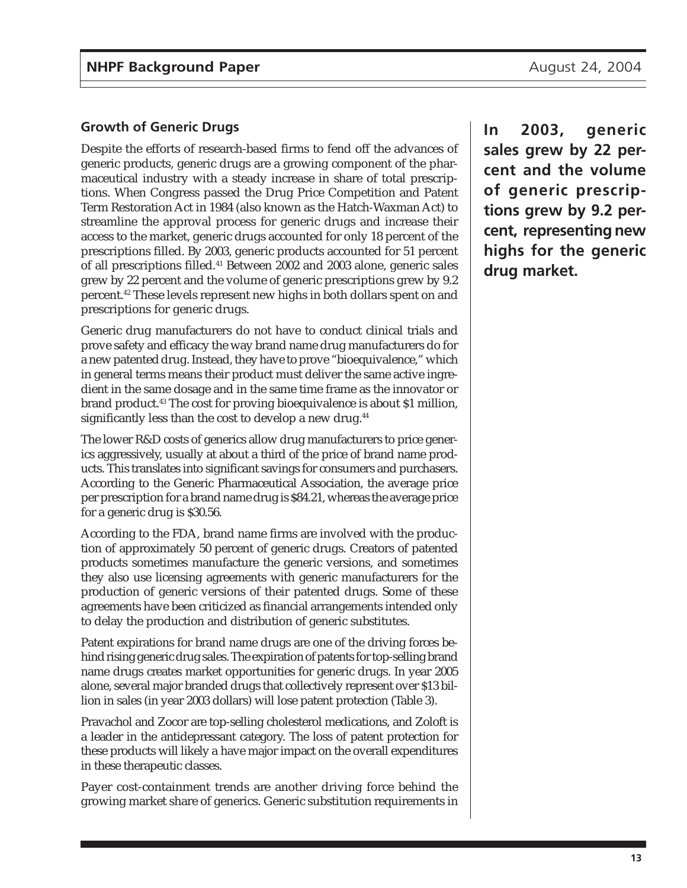### Growth of Generic Drugs

Despite the efforts of research-based firms to fend off the advances of generic products, generic drugs are a growing component of the pharmaceutical industry with a steady increase in share of total prescriptions. When Congress passed the Drug Price Competition and Patent Term Restoration Act in 1984 (also known as the Hatch-Waxman Act) to streamline the approval process for generic drugs and increase their access to the market, generic drugs accounted for only 18 percent of the prescriptions filled. By 2003, generic products accounted for 51 percent of all prescriptions filled.[41] Between 2002 and 2003 alone, generic sales grew by 22 percent and the volume of generic prescriptions grew by 9.2 percent.[42] These levels represent new highs in both dollars spent on and prescriptions for generic drugs.

**In 2003, generic sales grew by 22 percent and the volume of generic prescriptions grew by 9.2 percent, representing new highs for the generic drug market.**

Generic drug manufacturers do not have to conduct clinical trials and prove safety and efficacy the way brand name drug manufacturers do for a new patented drug. Instead, they have to prove "bioequivalence," which in general terms means their product must deliver the same active ingredient in the same dosage and in the same time frame as the innovator or brand product.[43] The cost for proving bioequivalence is about $1 million, significantly less than the cost to develop a new drug.[44]

The lower R&D costs of generics allow drug manufacturers to price generics aggressively, usually at about a third of the price of brand name products. This translates into significant savings for consumers and purchasers. According to the Generic Pharmaceutical Association, the average price per prescription for a brand name drug is $84.21, whereas the average price for a generic drug is $30.56.

According to the FDA, brand name firms are involved with the production of approximately 50 percent of generic drugs. Creators of patented products sometimes manufacture the generic versions, and sometimes they also use licensing agreements with generic manufacturers for the production of generic versions of their patented drugs. Some of these agreements have been criticized as financial arrangements intended only to delay the production and distribution of generic substitutes.

Patent expirations for brand name drugs are one of the driving forces behind rising generic drug sales. The expiration of patents for top-selling brand name drugs creates market opportunities for generic drugs. In year 2005 alone, several major branded drugs that collectively represent over $13 billion in sales (in year 2003 dollars) will lose patent protection (Table 3).

Pravachol and Zocor are top-selling cholesterol medications, and Zoloft is a leader in the antidepressant category. The loss of patent protection for these products will likely a have major impact on the overall expenditures in these therapeutic classes.

Payer cost-containment trends are another driving force behind the growing market share of generics. Generic substitution requirements in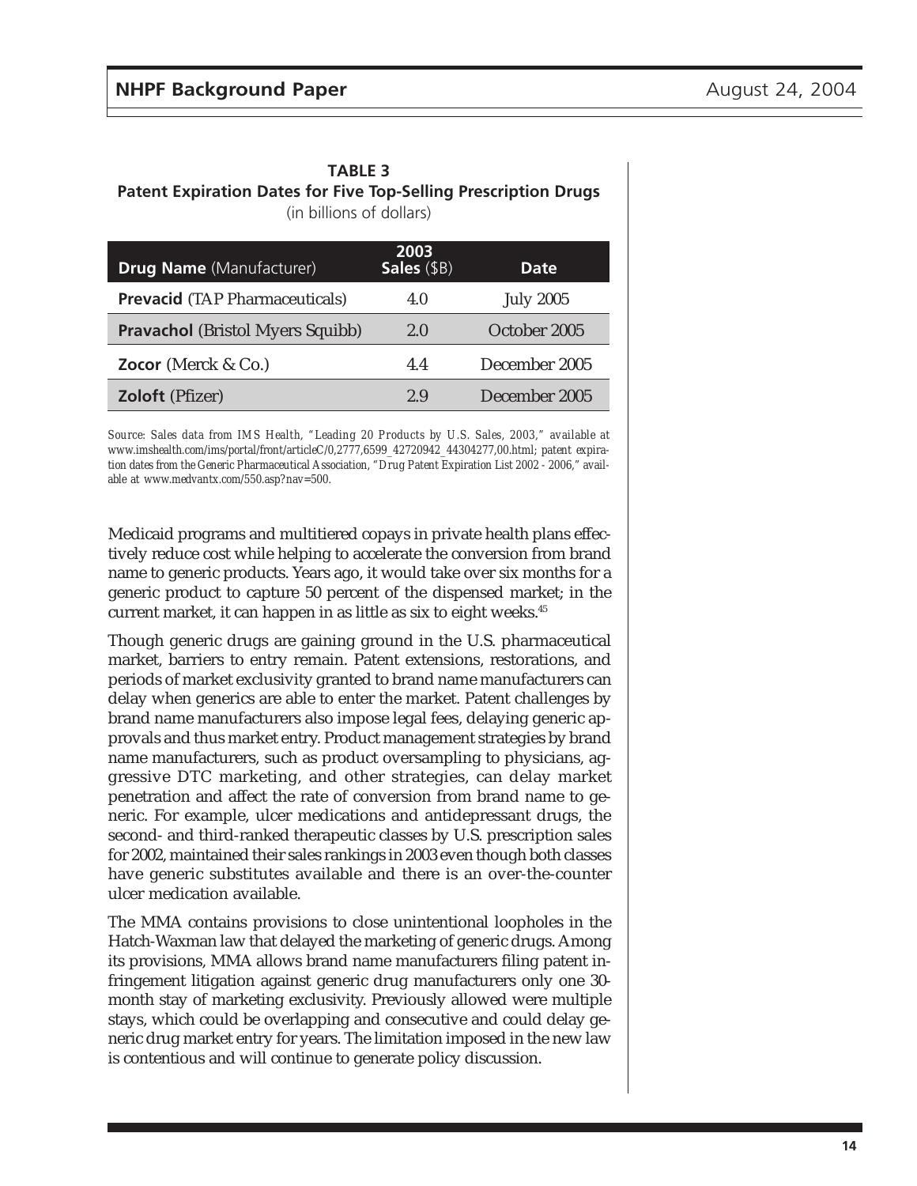**TABLE 3**
**Patent Expiration Dates for Five Top-Selling Prescription Drugs**
(in billions of dollars)

| **Drug Name** (Manufacturer) | **2003 Sales** ($B) | **Date** |
|---|---|---|
| **Prevacid** (TAP Pharmaceuticals) | 4.0 | July 2005 |
| **Pravachol** (Bristol Myers Squibb) | 2.0 | October 2005 |
| **Zocor** (Merck & Co.) | 4.4 | December 2005 |
| **Zoloft** (Pfizer) | 2.9 | December 2005 |

*Source: Sales data from IMS Health, "Leading 20 Products by U.S. Sales, 2003," available at www.imshealth.com/ims/portal/front/articleC/0,2777,6599_42720942_44304277,00.html; patent expiration dates from the Generic Pharmaceutical Association, "Drug Patent Expiration List 2002 - 2006," available at www.medvantx.com/550.asp?nav=500.*

Medicaid programs and multitiered copays in private health plans effectively reduce cost while helping to accelerate the conversion from brand name to generic products. Years ago, it would take over six months for a generic product to capture 50 percent of the dispensed market; in the current market, it can happen in as little as six to eight weeks.[45]

Though generic drugs are gaining ground in the U.S. pharmaceutical market, barriers to entry remain. Patent extensions, restorations, and periods of market exclusivity granted to brand name manufacturers can delay when generics are able to enter the market. Patent challenges by brand name manufacturers also impose legal fees, delaying generic approvals and thus market entry. Product management strategies by brand name manufacturers, such as product oversampling to physicians, aggressive DTC marketing, and other strategies, can delay market penetration and affect the rate of conversion from brand name to generic. For example, ulcer medications and antidepressant drugs, the second- and third-ranked therapeutic classes by U.S. prescription sales for 2002, maintained their sales rankings in 2003 even though both classes have generic substitutes available and there is an over-the-counter ulcer medication available.

The MMA contains provisions to close unintentional loopholes in the Hatch-Waxman law that delayed the marketing of generic drugs. Among its provisions, MMA allows brand name manufacturers filing patent infringement litigation against generic drug manufacturers only one 30-month stay of marketing exclusivity. Previously allowed were multiple stays, which could be overlapping and consecutive and could delay generic drug market entry for years. The limitation imposed in the new law is contentious and will continue to generate policy discussion.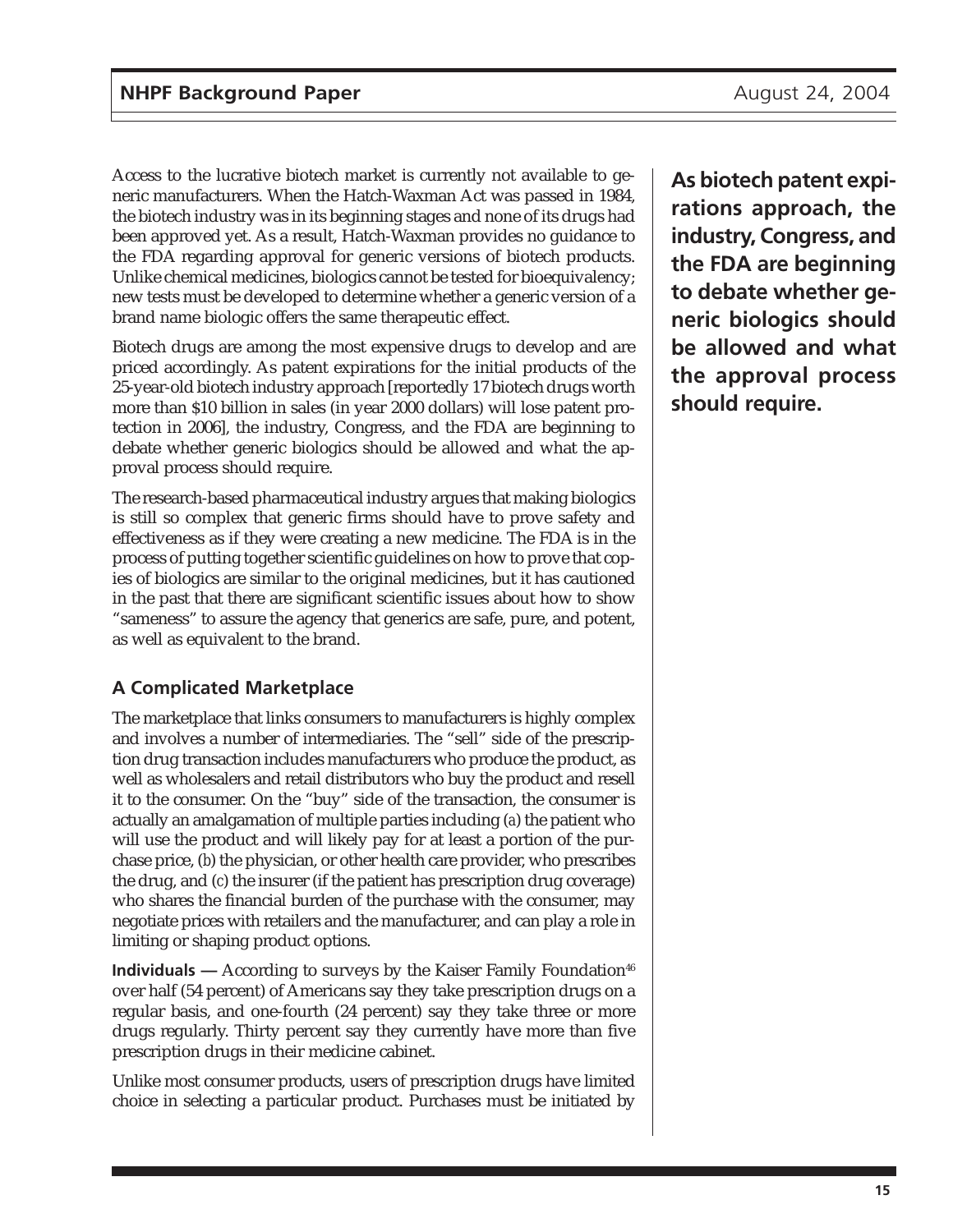Access to the lucrative biotech market is currently not available to generic manufacturers. When the Hatch-Waxman Act was passed in 1984, the biotech industry was in its beginning stages and none of its drugs had been approved yet. As a result, Hatch-Waxman provides no guidance to the FDA regarding approval for generic versions of biotech products. Unlike chemical medicines, biologics cannot be tested for bioequivalency; new tests must be developed to determine whether a generic version of a brand name biologic offers the same therapeutic effect.

Biotech drugs are among the most expensive drugs to develop and are priced accordingly. As patent expirations for the initial products of the 25-year-old biotech industry approach [reportedly 17 biotech drugs worth more than $10 billion in sales (in year 2000 dollars) will lose patent protection in 2006], the industry, Congress, and the FDA are beginning to debate whether generic biologics should be allowed and what the approval process should require.

**As biotech patent expirations approach, the industry, Congress, and the FDA are beginning to debate whether generic biologics should be allowed and what the approval process should require.**

The research-based pharmaceutical industry argues that making biologics is still so complex that generic firms should have to prove safety and effectiveness as if they were creating a new medicine. The FDA is in the process of putting together scientific guidelines on how to prove that copies of biologics are similar to the original medicines, but it has cautioned in the past that there are significant scientific issues about how to show "sameness" to assure the agency that generics are safe, pure, and potent, as well as equivalent to the brand.

## A Complicated Marketplace

The marketplace that links consumers to manufacturers is highly complex and involves a number of intermediaries. The "sell" side of the prescription drug transaction includes manufacturers who produce the product, as well as wholesalers and retail distributors who buy the product and resell it to the consumer. On the "buy" side of the transaction, the consumer is actually an amalgamation of multiple parties including (a) the patient who will use the product and will likely pay for at least a portion of the purchase price, (b) the physician, or other health care provider, who prescribes the drug, and (c) the insurer (if the patient has prescription drug coverage) who shares the financial burden of the purchase with the consumer, may negotiate prices with retailers and the manufacturer, and can play a role in limiting or shaping product options.

**Individuals —** According to surveys by the Kaiser Family Foundation[46] over half (54 percent) of Americans say they take prescription drugs on a regular basis, and one-fourth (24 percent) say they take three or more drugs regularly. Thirty percent say they currently have more than five prescription drugs in their medicine cabinet.

Unlike most consumer products, users of prescription drugs have limited choice in selecting a particular product. Purchases must be initiated by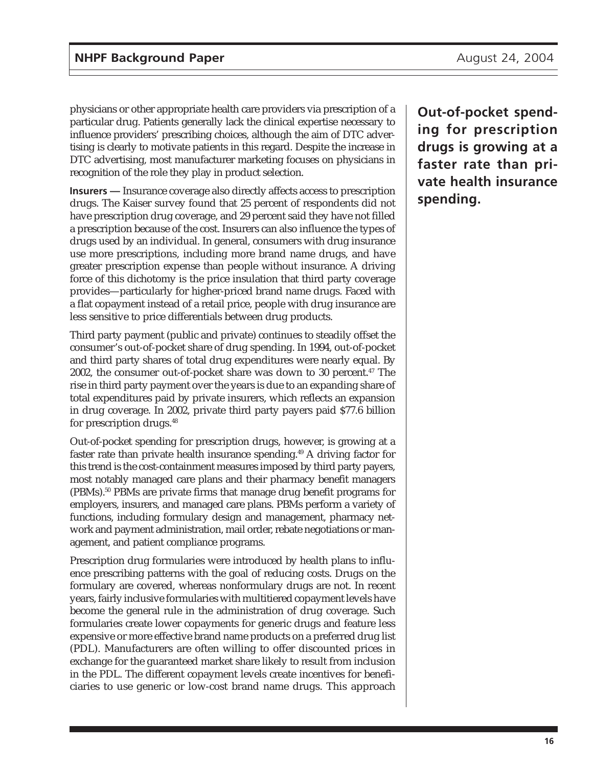physicians or other appropriate health care providers via prescription of a particular drug. Patients generally lack the clinical expertise necessary to influence providers' prescribing choices, although the aim of DTC advertising is clearly to motivate patients in this regard. Despite the increase in DTC advertising, most manufacturer marketing focuses on physicians in recognition of the role they play in product selection.

**Insurers —** Insurance coverage also directly affects access to prescription drugs. The Kaiser survey found that 25 percent of respondents did not have prescription drug coverage, and 29 percent said they have not filled a prescription because of the cost. Insurers can also influence the types of drugs used by an individual. In general, consumers with drug insurance use more prescriptions, including more brand name drugs, and have greater prescription expense than people without insurance. A driving force of this dichotomy is the price insulation that third party coverage provides—particularly for higher-priced brand name drugs. Faced with a flat copayment instead of a retail price, people with drug insurance are less sensitive to price differentials between drug products.

Third party payment (public and private) continues to steadily offset the consumer's out-of-pocket share of drug spending. In 1994, out-of-pocket and third party shares of total drug expenditures were nearly equal. By 2002, the consumer out-of-pocket share was down to 30 percent.[47] The rise in third party payment over the years is due to an expanding share of total expenditures paid by private insurers, which reflects an expansion in drug coverage. In 2002, private third party payers paid $77.6 billion for prescription drugs.[48]

**Out-of-pocket spending for prescription drugs is growing at a faster rate than private health insurance spending.**

Out-of-pocket spending for prescription drugs, however, is growing at a faster rate than private health insurance spending.[49] A driving factor for this trend is the cost-containment measures imposed by third party payers, most notably managed care plans and their pharmacy benefit managers (PBMs).[50] PBMs are private firms that manage drug benefit programs for employers, insurers, and managed care plans. PBMs perform a variety of functions, including formulary design and management, pharmacy network and payment administration, mail order, rebate negotiations or management, and patient compliance programs.

Prescription drug formularies were introduced by health plans to influence prescribing patterns with the goal of reducing costs. Drugs on the formulary are covered, whereas nonformulary drugs are not. In recent years, fairly inclusive formularies with multitiered copayment levels have become the general rule in the administration of drug coverage. Such formularies create lower copayments for generic drugs and feature less expensive or more effective brand name products on a preferred drug list (PDL). Manufacturers are often willing to offer discounted prices in exchange for the guaranteed market share likely to result from inclusion in the PDL. The different copayment levels create incentives for beneficiaries to use generic or low-cost brand name drugs. This approach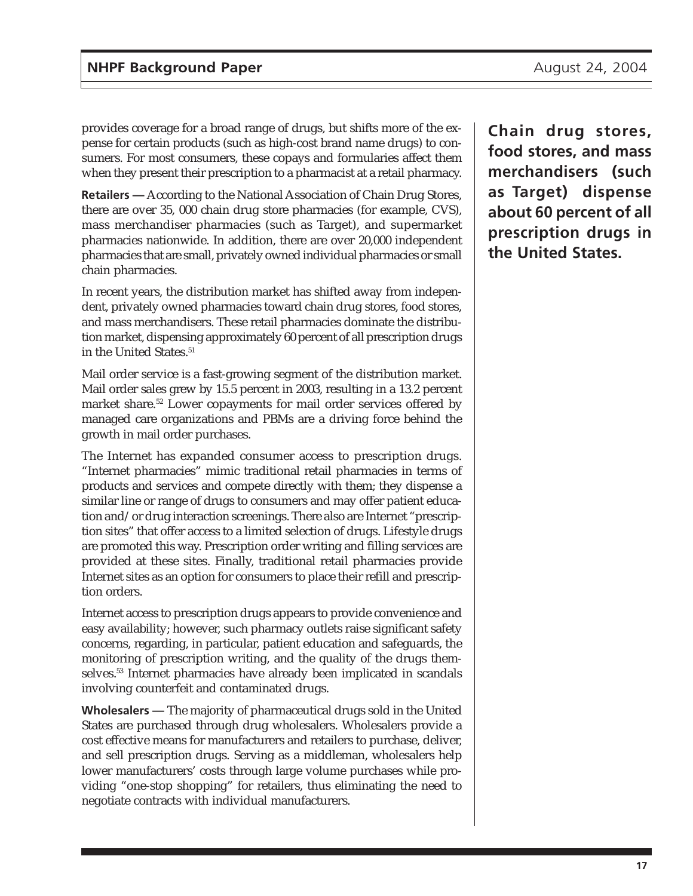provides coverage for a broad range of drugs, but shifts more of the expense for certain products (such as high-cost brand name drugs) to consumers. For most consumers, these copays and formularies affect them when they present their prescription to a pharmacist at a retail pharmacy.

**Retailers —** According to the National Association of Chain Drug Stores, there are over 35, 000 chain drug store pharmacies (for example, CVS), mass merchandiser pharmacies (such as Target), and supermarket pharmacies nationwide. In addition, there are over 20,000 independent pharmacies that are small, privately owned individual pharmacies or small chain pharmacies.

In recent years, the distribution market has shifted away from independent, privately owned pharmacies toward chain drug stores, food stores, and mass merchandisers. These retail pharmacies dominate the distribution market, dispensing approximately 60 percent of all prescription drugs in the United States.[51]

**Chain drug stores, food stores, and mass merchandisers (such as Target) dispense about 60 percent of all prescription drugs in the United States.**

Mail order service is a fast-growing segment of the distribution market. Mail order sales grew by 15.5 percent in 2003, resulting in a 13.2 percent market share.[52] Lower copayments for mail order services offered by managed care organizations and PBMs are a driving force behind the growth in mail order purchases.

The Internet has expanded consumer access to prescription drugs. "Internet pharmacies" mimic traditional retail pharmacies in terms of products and services and compete directly with them; they dispense a similar line or range of drugs to consumers and may offer patient education and/or drug interaction screenings. There also are Internet "prescription sites" that offer access to a limited selection of drugs. Lifestyle drugs are promoted this way. Prescription order writing and filling services are provided at these sites. Finally, traditional retail pharmacies provide Internet sites as an option for consumers to place their refill and prescription orders.

Internet access to prescription drugs appears to provide convenience and easy availability; however, such pharmacy outlets raise significant safety concerns, regarding, in particular, patient education and safeguards, the monitoring of prescription writing, and the quality of the drugs themselves.[53] Internet pharmacies have already been implicated in scandals involving counterfeit and contaminated drugs.

**Wholesalers —** The majority of pharmaceutical drugs sold in the United States are purchased through drug wholesalers. Wholesalers provide a cost effective means for manufacturers and retailers to purchase, deliver, and sell prescription drugs. Serving as a middleman, wholesalers help lower manufacturers' costs through large volume purchases while providing "one-stop shopping" for retailers, thus eliminating the need to negotiate contracts with individual manufacturers.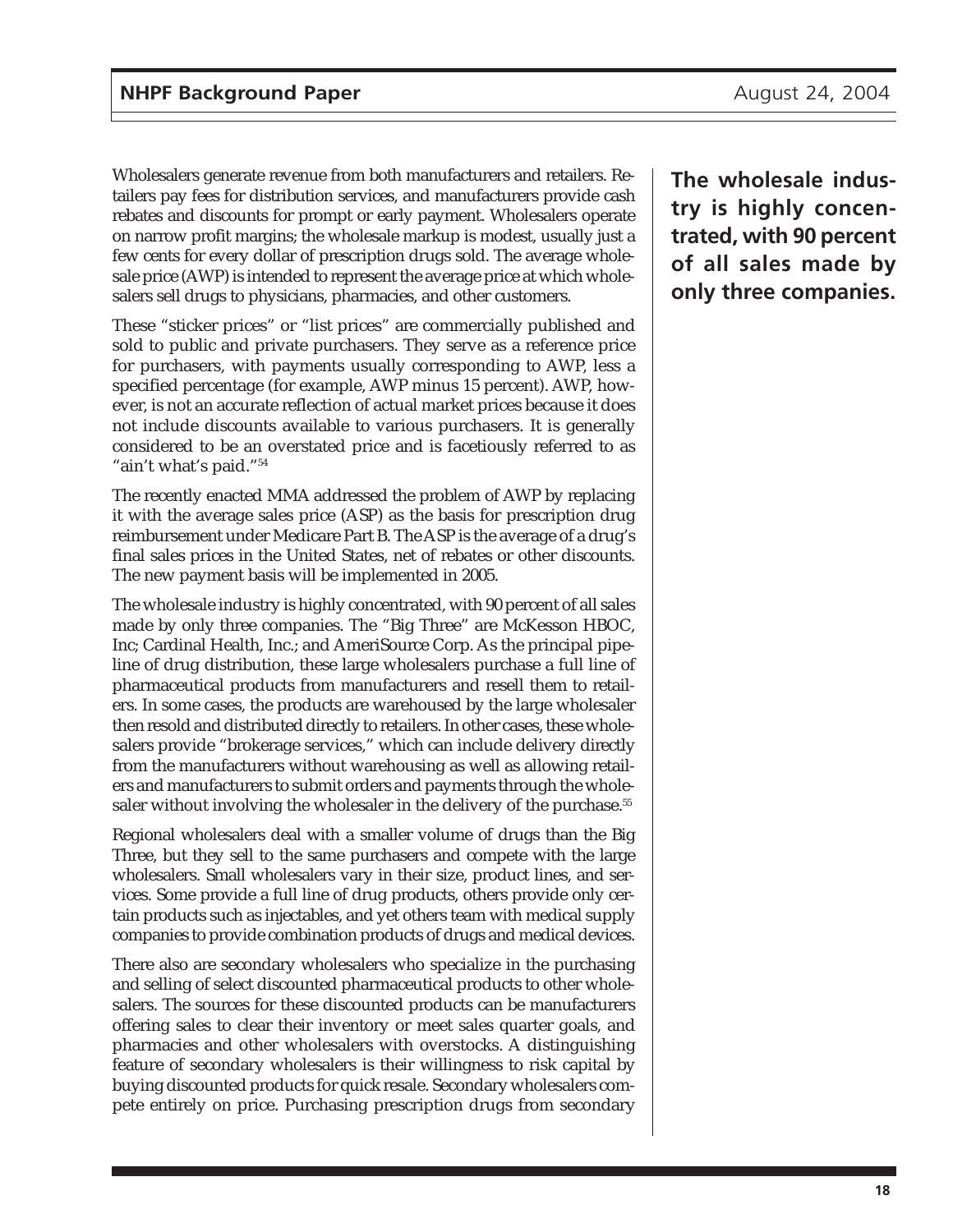Wholesalers generate revenue from both manufacturers and retailers. Retailers pay fees for distribution services, and manufacturers provide cash rebates and discounts for prompt or early payment. Wholesalers operate on narrow profit margins; the wholesale markup is modest, usually just a few cents for every dollar of prescription drugs sold. The average wholesale price (AWP) is intended to represent the average price at which wholesalers sell drugs to physicians, pharmacies, and other customers.

These "sticker prices" or "list prices" are commercially published and sold to public and private purchasers. They serve as a reference price for purchasers, with payments usually corresponding to AWP, less a specified percentage (for example, AWP minus 15 percent). AWP, however, is not an accurate reflection of actual market prices because it does not include discounts available to various purchasers. It is generally considered to be an overstated price and is facetiously referred to as "ain't what's paid."[54]

The recently enacted MMA addressed the problem of AWP by replacing it with the average sales price (ASP) as the basis for prescription drug reimbursement under Medicare Part B. The ASP is the average of a drug's final sales prices in the United States, net of rebates or other discounts. The new payment basis will be implemented in 2005.

**The wholesale industry is highly concentrated, with 90 percent of all sales made by only three companies.**

The wholesale industry is highly concentrated, with 90 percent of all sales made by only three companies. The "Big Three" are McKesson HBOC, Inc; Cardinal Health, Inc.; and AmeriSource Corp. As the principal pipeline of drug distribution, these large wholesalers purchase a full line of pharmaceutical products from manufacturers and resell them to retailers. In some cases, the products are warehoused by the large wholesaler then resold and distributed directly to retailers. In other cases, these wholesalers provide "brokerage services," which can include delivery directly from the manufacturers without warehousing as well as allowing retailers and manufacturers to submit orders and payments through the wholesaler without involving the wholesaler in the delivery of the purchase.[55]

Regional wholesalers deal with a smaller volume of drugs than the Big Three, but they sell to the same purchasers and compete with the large wholesalers. Small wholesalers vary in their size, product lines, and services. Some provide a full line of drug products, others provide only certain products such as injectables, and yet others team with medical supply companies to provide combination products of drugs and medical devices.

There also are secondary wholesalers who specialize in the purchasing and selling of select discounted pharmaceutical products to other wholesalers. The sources for these discounted products can be manufacturers offering sales to clear their inventory or meet sales quarter goals, and pharmacies and other wholesalers with overstocks. A distinguishing feature of secondary wholesalers is their willingness to risk capital by buying discounted products for quick resale. Secondary wholesalers compete entirely on price. Purchasing prescription drugs from secondary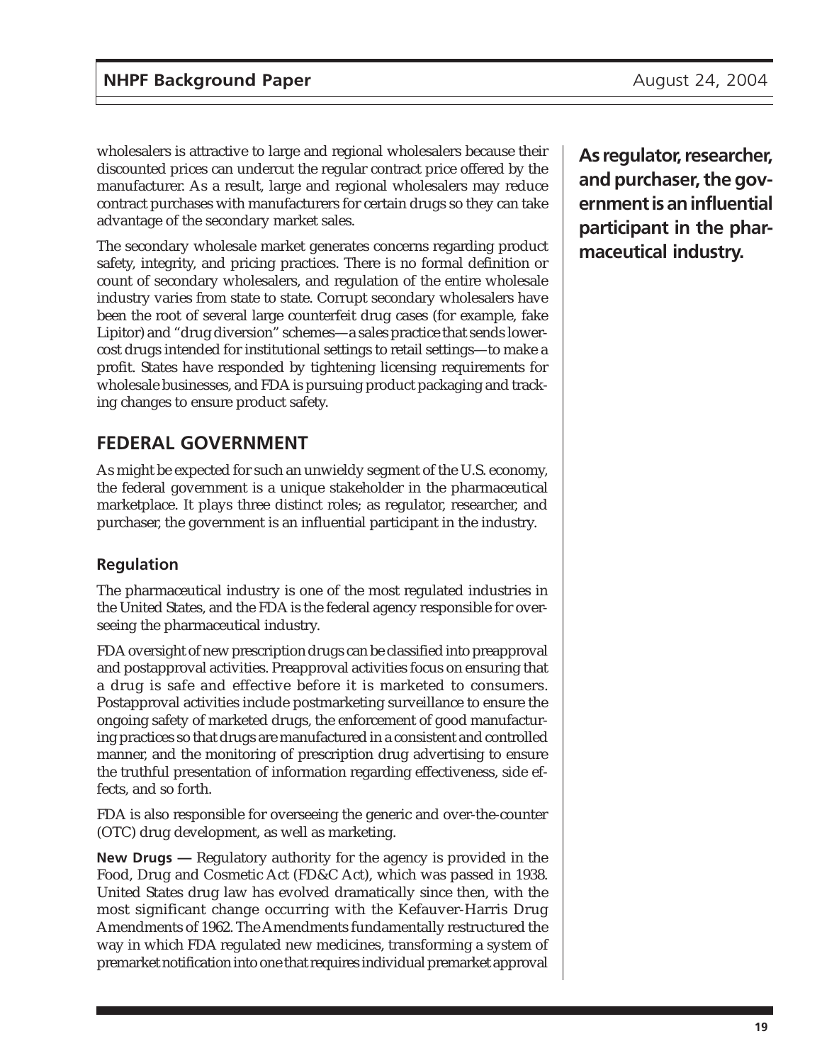wholesalers is attractive to large and regional wholesalers because their discounted prices can undercut the regular contract price offered by the manufacturer. As a result, large and regional wholesalers may reduce contract purchases with manufacturers for certain drugs so they can take advantage of the secondary market sales.

The secondary wholesale market generates concerns regarding product safety, integrity, and pricing practices. There is no formal definition or count of secondary wholesalers, and regulation of the entire wholesale industry varies from state to state. Corrupt secondary wholesalers have been the root of several large counterfeit drug cases (for example, fake Lipitor) and "drug diversion" schemes—a sales practice that sends lower-cost drugs intended for institutional settings to retail settings—to make a profit. States have responded by tightening licensing requirements for wholesale businesses, and FDA is pursuing product packaging and tracking changes to ensure product safety.

**As regulator, researcher, and purchaser, the government is an influential participant in the pharmaceutical industry.**

## FEDERAL GOVERNMENT

As might be expected for such an unwieldy segment of the U.S. economy, the federal government is a unique stakeholder in the pharmaceutical marketplace. It plays three distinct roles; as regulator, researcher, and purchaser, the government is an influential participant in the industry.

### Regulation

The pharmaceutical industry is one of the most regulated industries in the United States, and the FDA is the federal agency responsible for overseeing the pharmaceutical industry.

FDA oversight of new prescription drugs can be classified into preapproval and postapproval activities. Preapproval activities focus on ensuring that a drug is safe and effective before it is marketed to consumers. Postapproval activities include postmarketing surveillance to ensure the ongoing safety of marketed drugs, the enforcement of good manufacturing practices so that drugs are manufactured in a consistent and controlled manner, and the monitoring of prescription drug advertising to ensure the truthful presentation of information regarding effectiveness, side effects, and so forth.

FDA is also responsible for overseeing the generic and over-the-counter (OTC) drug development, as well as marketing.

**New Drugs —** Regulatory authority for the agency is provided in the Food, Drug and Cosmetic Act (FD&C Act), which was passed in 1938. United States drug law has evolved dramatically since then, with the most significant change occurring with the Kefauver-Harris Drug Amendments of 1962. The Amendments fundamentally restructured the way in which FDA regulated new medicines, transforming a system of premarket notification into one that requires individual premarket approval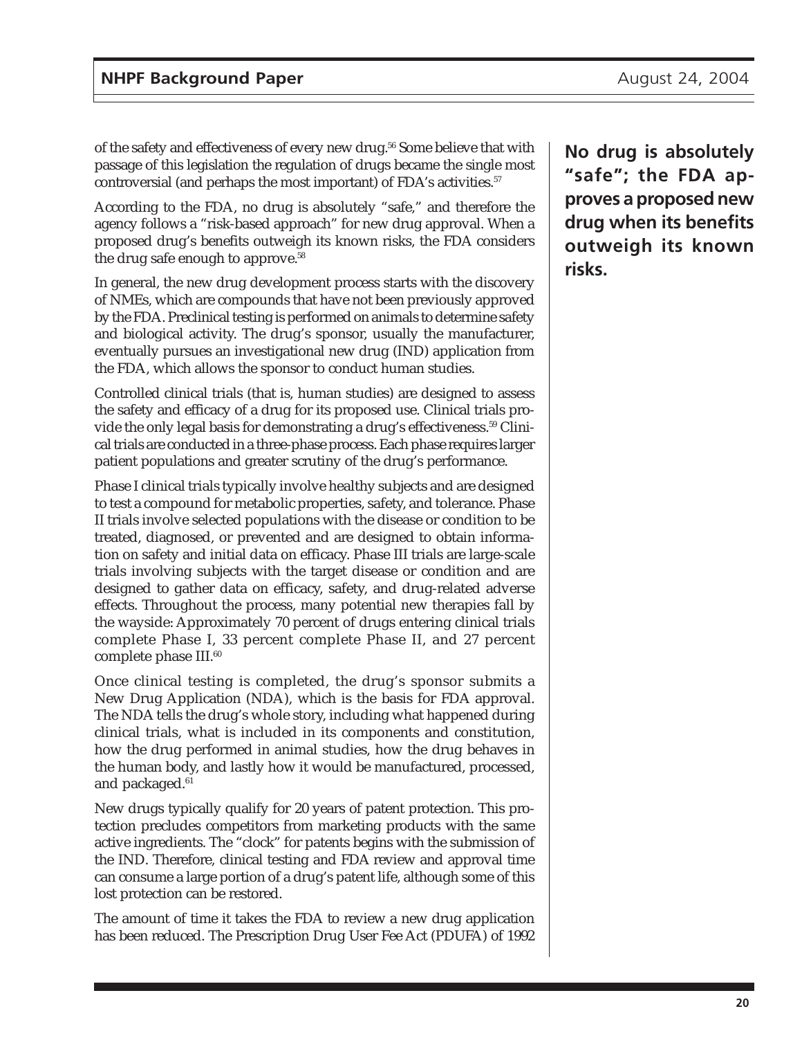of the safety and effectiveness of every new drug.[56] Some believe that with passage of this legislation the regulation of drugs became the single most controversial (and perhaps the most important) of FDA's activities.[57]

According to the FDA, no drug is absolutely "safe," and therefore the agency follows a "risk-based approach" for new drug approval. When a proposed drug's benefits outweigh its known risks, the FDA considers the drug safe enough to approve.[58]

**No drug is absolutely "safe"; the FDA approves a proposed new drug when its benefits outweigh its known risks.**

In general, the new drug development process starts with the discovery of NMEs, which are compounds that have not been previously approved by the FDA. Preclinical testing is performed on animals to determine safety and biological activity. The drug's sponsor, usually the manufacturer, eventually pursues an investigational new drug (IND) application from the FDA, which allows the sponsor to conduct human studies.

Controlled clinical trials (that is, human studies) are designed to assess the safety and efficacy of a drug for its proposed use. Clinical trials provide the only legal basis for demonstrating a drug's effectiveness.[59] Clinical trials are conducted in a three-phase process. Each phase requires larger patient populations and greater scrutiny of the drug's performance.

Phase I clinical trials typically involve healthy subjects and are designed to test a compound for metabolic properties, safety, and tolerance. Phase II trials involve selected populations with the disease or condition to be treated, diagnosed, or prevented and are designed to obtain information on safety and initial data on efficacy. Phase III trials are large-scale trials involving subjects with the target disease or condition and are designed to gather data on efficacy, safety, and drug-related adverse effects. Throughout the process, many potential new therapies fall by the wayside: Approximately 70 percent of drugs entering clinical trials complete Phase I, 33 percent complete Phase II, and 27 percent complete phase III.[60]

Once clinical testing is completed, the drug's sponsor submits a New Drug Application (NDA), which is the basis for FDA approval. The NDA tells the drug's whole story, including what happened during clinical trials, what is included in its components and constitution, how the drug performed in animal studies, how the drug behaves in the human body, and lastly how it would be manufactured, processed, and packaged.[61]

New drugs typically qualify for 20 years of patent protection. This protection precludes competitors from marketing products with the same active ingredients. The "clock" for patents begins with the submission of the IND. Therefore, clinical testing and FDA review and approval time can consume a large portion of a drug's patent life, although some of this lost protection can be restored.

The amount of time it takes the FDA to review a new drug application has been reduced. The Prescription Drug User Fee Act (PDUFA) of 1992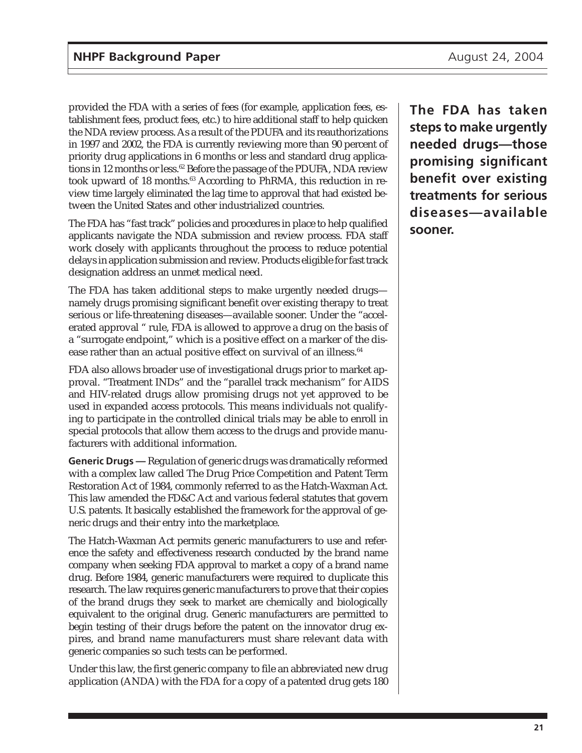provided the FDA with a series of fees (for example, application fees, establishment fees, product fees, etc.) to hire additional staff to help quicken the NDA review process. As a result of the PDUFA and its reauthorizations in 1997 and 2002, the FDA is currently reviewing more than 90 percent of priority drug applications in 6 months or less and standard drug applications in 12 months or less.[62] Before the passage of the PDUFA, NDA review took upward of 18 months.[63] According to PhRMA, this reduction in review time largely eliminated the lag time to approval that had existed between the United States and other industrialized countries.

The FDA has "fast track" policies and procedures in place to help qualified applicants navigate the NDA submission and review process. FDA staff work closely with applicants throughout the process to reduce potential delays in application submission and review. Products eligible for fast track designation address an unmet medical need.

The FDA has taken additional steps to make urgently needed drugs—namely drugs promising significant benefit over existing therapy to treat serious or life-threatening diseases—available sooner. Under the "accelerated approval " rule, FDA is allowed to approve a drug on the basis of a "surrogate endpoint," which is a positive effect on a marker of the disease rather than an actual positive effect on survival of an illness.[64]

**The FDA has taken steps to make urgently needed drugs—those promising significant benefit over existing treatments for serious diseases—available sooner.**

FDA also allows broader use of investigational drugs prior to market approval. "Treatment INDs" and the "parallel track mechanism" for AIDS and HIV-related drugs allow promising drugs not yet approved to be used in expanded access protocols. This means individuals not qualifying to participate in the controlled clinical trials may be able to enroll in special protocols that allow them access to the drugs and provide manufacturers with additional information.

**Generic Drugs —** Regulation of generic drugs was dramatically reformed with a complex law called The Drug Price Competition and Patent Term Restoration Act of 1984, commonly referred to as the Hatch-Waxman Act. This law amended the FD&C Act and various federal statutes that govern U.S. patents. It basically established the framework for the approval of generic drugs and their entry into the marketplace.

The Hatch-Waxman Act permits generic manufacturers to use and reference the safety and effectiveness research conducted by the brand name company when seeking FDA approval to market a copy of a brand name drug. Before 1984, generic manufacturers were required to duplicate this research. The law requires generic manufacturers to prove that their copies of the brand drugs they seek to market are chemically and biologically equivalent to the original drug. Generic manufacturers are permitted to begin testing of their drugs before the patent on the innovator drug expires, and brand name manufacturers must share relevant data with generic companies so such tests can be performed.

Under this law, the first generic company to file an abbreviated new drug application (ANDA) with the FDA for a copy of a patented drug gets 180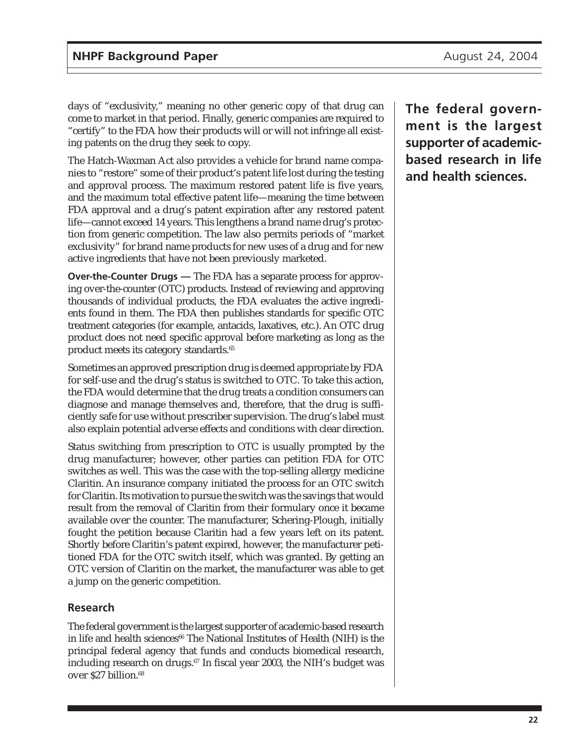days of "exclusivity," meaning no other generic copy of that drug can come to market in that period. Finally, generic companies are required to "certify" to the FDA how their products will or will not infringe all existing patents on the drug they seek to copy.

The Hatch-Waxman Act also provides a vehicle for brand name companies to "restore" some of their product's patent life lost during the testing and approval process. The maximum restored patent life is five years, and the maximum total effective patent life—meaning the time between FDA approval and a drug's patent expiration after any restored patent life—cannot exceed 14 years. This lengthens a brand name drug's protection from generic competition. The law also permits periods of "market exclusivity" for brand name products for new uses of a drug and for new active ingredients that have not been previously marketed.

**Over-the-Counter Drugs —** The FDA has a separate process for approving over-the-counter (OTC) products. Instead of reviewing and approving thousands of individual products, the FDA evaluates the active ingredients found in them. The FDA then publishes standards for specific OTC treatment categories (for example, antacids, laxatives, etc.). An OTC drug product does not need specific approval before marketing as long as the product meets its category standards.[65]

Sometimes an approved prescription drug is deemed appropriate by FDA for self-use and the drug's status is switched to OTC. To take this action, the FDA would determine that the drug treats a condition consumers can diagnose and manage themselves and, therefore, that the drug is sufficiently safe for use without prescriber supervision. The drug's label must also explain potential adverse effects and conditions with clear direction.

Status switching from prescription to OTC is usually prompted by the drug manufacturer; however, other parties can petition FDA for OTC switches as well. This was the case with the top-selling allergy medicine Claritin. An insurance company initiated the process for an OTC switch for Claritin. Its motivation to pursue the switch was the savings that would result from the removal of Claritin from their formulary once it became available over the counter. The manufacturer, Schering-Plough, initially fought the petition because Claritin had a few years left on its patent. Shortly before Claritin's patent expired, however, the manufacturer petitioned FDA for the OTC switch itself, which was granted. By getting an OTC version of Claritin on the market, the manufacturer was able to get a jump on the generic competition.

## Research

**The federal government is the largest supporter of academic-based research in life and health sciences.**

The federal government is the largest supporter of academic-based research in life and health sciences[66] The National Institutes of Health (NIH) is the principal federal agency that funds and conducts biomedical research, including research on drugs.[67] In fiscal year 2003, the NIH's budget was over $27 billion.[68]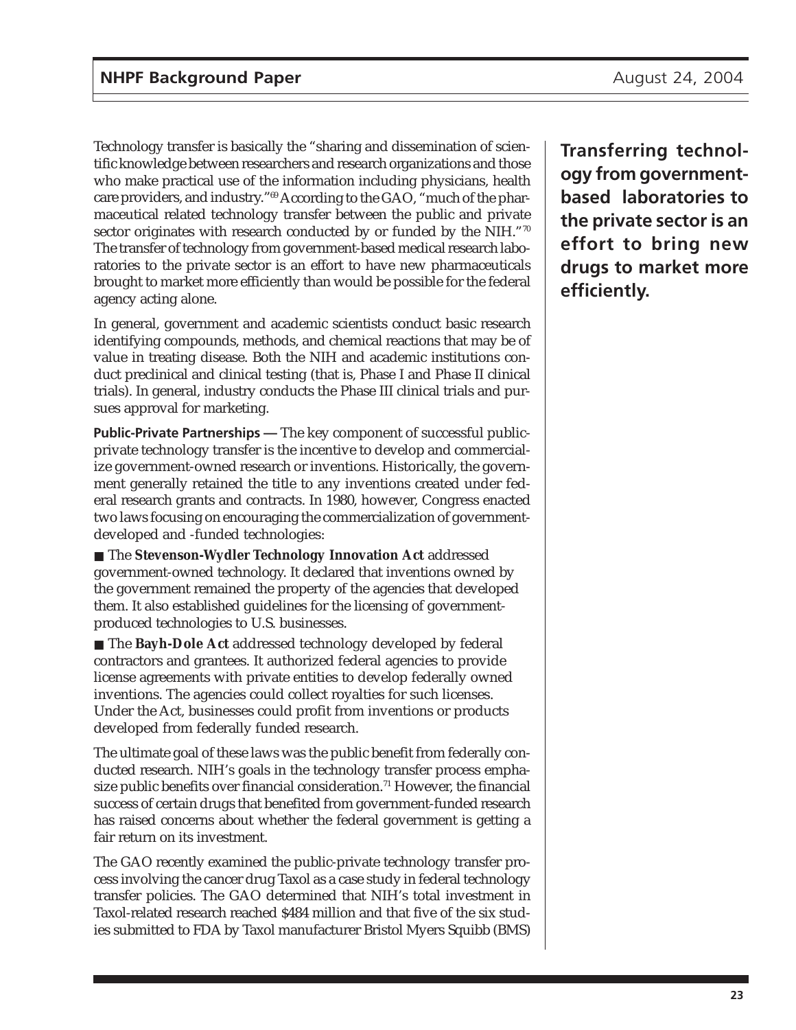Technology transfer is basically the "sharing and dissemination of scientific knowledge between researchers and research organizations and those who make practical use of the information including physicians, health care providers, and industry."[69] According to the GAO, "much of the pharmaceutical related technology transfer between the public and private sector originates with research conducted by or funded by the NIH."[70] The transfer of technology from government-based medical research laboratories to the private sector is an effort to have new pharmaceuticals brought to market more efficiently than would be possible for the federal agency acting alone.

**Transferring technology from government-based laboratories to the private sector is an effort to bring new drugs to market more efficiently.**

In general, government and academic scientists conduct basic research identifying compounds, methods, and chemical reactions that may be of value in treating disease. Both the NIH and academic institutions conduct preclinical and clinical testing (that is, Phase I and Phase II clinical trials). In general, industry conducts the Phase III clinical trials and pursues approval for marketing.

**Public-Private Partnerships —** The key component of successful public-private technology transfer is the incentive to develop and commercialize government-owned research or inventions. Historically, the government generally retained the title to any inventions created under federal research grants and contracts. In 1980, however, Congress enacted two laws focusing on encouraging the commercialization of government-developed and -funded technologies:

- The **Stevenson-Wydler Technology Innovation Act** addressed government-owned technology. It declared that inventions owned by the government remained the property of the agencies that developed them. It also established guidelines for the licensing of government-produced technologies to U.S. businesses.
- The **Bayh-Dole Act** addressed technology developed by federal contractors and grantees. It authorized federal agencies to provide license agreements with private entities to develop federally owned inventions. The agencies could collect royalties for such licenses. Under the Act, businesses could profit from inventions or products developed from federally funded research.

The ultimate goal of these laws was the public benefit from federally conducted research. NIH's goals in the technology transfer process emphasize public benefits over financial consideration.[71] However, the financial success of certain drugs that benefited from government-funded research has raised concerns about whether the federal government is getting a fair return on its investment.

The GAO recently examined the public-private technology transfer process involving the cancer drug Taxol as a case study in federal technology transfer policies. The GAO determined that NIH's total investment in Taxol-related research reached $484 million and that five of the six studies submitted to FDA by Taxol manufacturer Bristol Myers Squibb (BMS)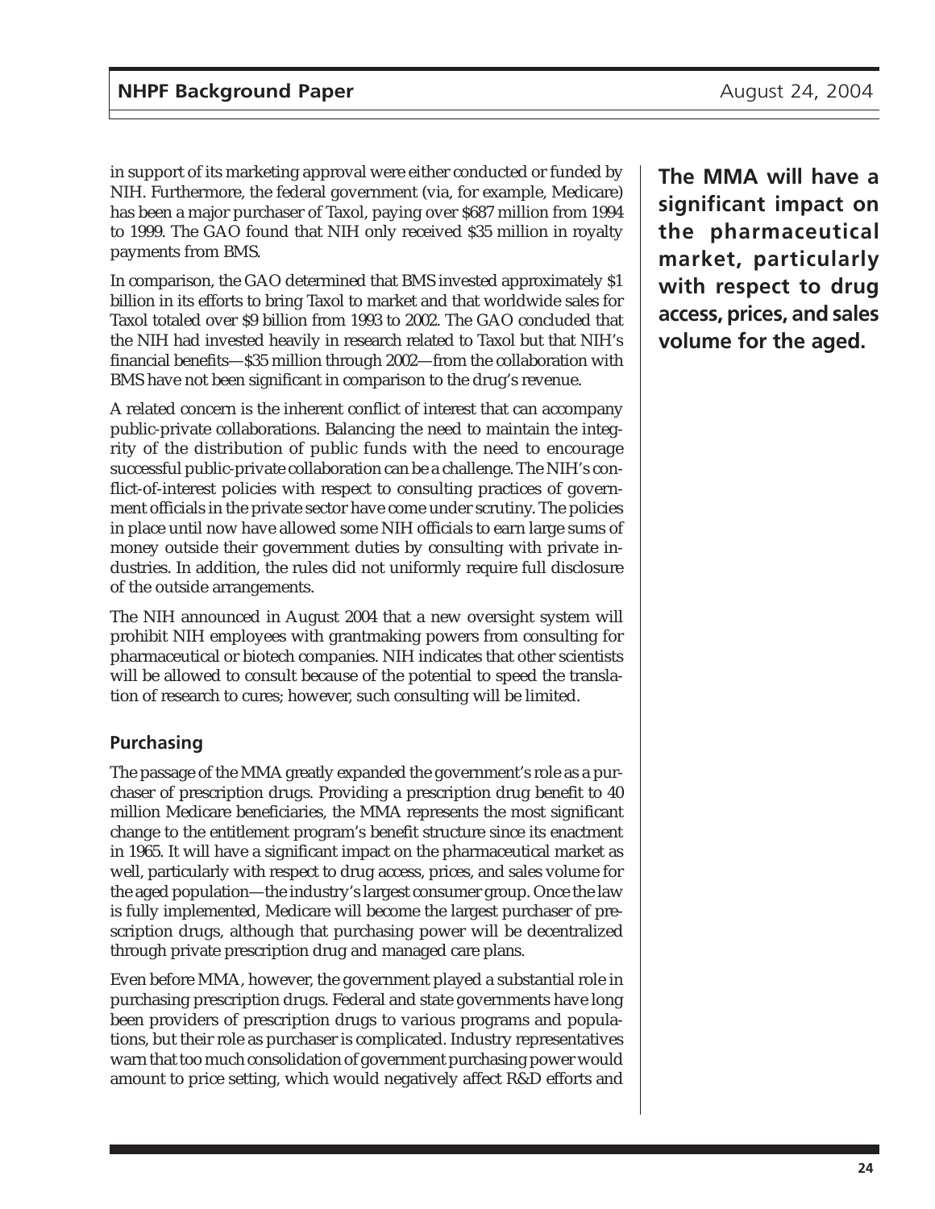in support of its marketing approval were either conducted or funded by NIH. Furthermore, the federal government (via, for example, Medicare) has been a major purchaser of Taxol, paying over $687 million from 1994 to 1999. The GAO found that NIH only received $35 million in royalty payments from BMS.

In comparison, the GAO determined that BMS invested approximately $1 billion in its efforts to bring Taxol to market and that worldwide sales for Taxol totaled over $9 billion from 1993 to 2002. The GAO concluded that the NIH had invested heavily in research related to Taxol but that NIH's financial benefits—$35 million through 2002—from the collaboration with BMS have not been significant in comparison to the drug's revenue.

A related concern is the inherent conflict of interest that can accompany public-private collaborations. Balancing the need to maintain the integrity of the distribution of public funds with the need to encourage successful public-private collaboration can be a challenge. The NIH's conflict-of-interest policies with respect to consulting practices of government officials in the private sector have come under scrutiny. The policies in place until now have allowed some NIH officials to earn large sums of money outside their government duties by consulting with private industries. In addition, the rules did not uniformly require full disclosure of the outside arrangements.

The NIH announced in August 2004 that a new oversight system will prohibit NIH employees with grantmaking powers from consulting for pharmaceutical or biotech companies. NIH indicates that other scientists will be allowed to consult because of the potential to speed the translation of research to cures; however, such consulting will be limited.

**The MMA will have a significant impact on the pharmaceutical market, particularly with respect to drug access, prices, and sales volume for the aged.**

### Purchasing

The passage of the MMA greatly expanded the government's role as a purchaser of prescription drugs. Providing a prescription drug benefit to 40 million Medicare beneficiaries, the MMA represents the most significant change to the entitlement program's benefit structure since its enactment in 1965. It will have a significant impact on the pharmaceutical market as well, particularly with respect to drug access, prices, and sales volume for the aged population—the industry's largest consumer group. Once the law is fully implemented, Medicare will become the largest purchaser of prescription drugs, although that purchasing power will be decentralized through private prescription drug and managed care plans.

Even before MMA, however, the government played a substantial role in purchasing prescription drugs. Federal and state governments have long been providers of prescription drugs to various programs and populations, but their role as purchaser is complicated. Industry representatives warn that too much consolidation of government purchasing power would amount to price setting, which would negatively affect R&D efforts and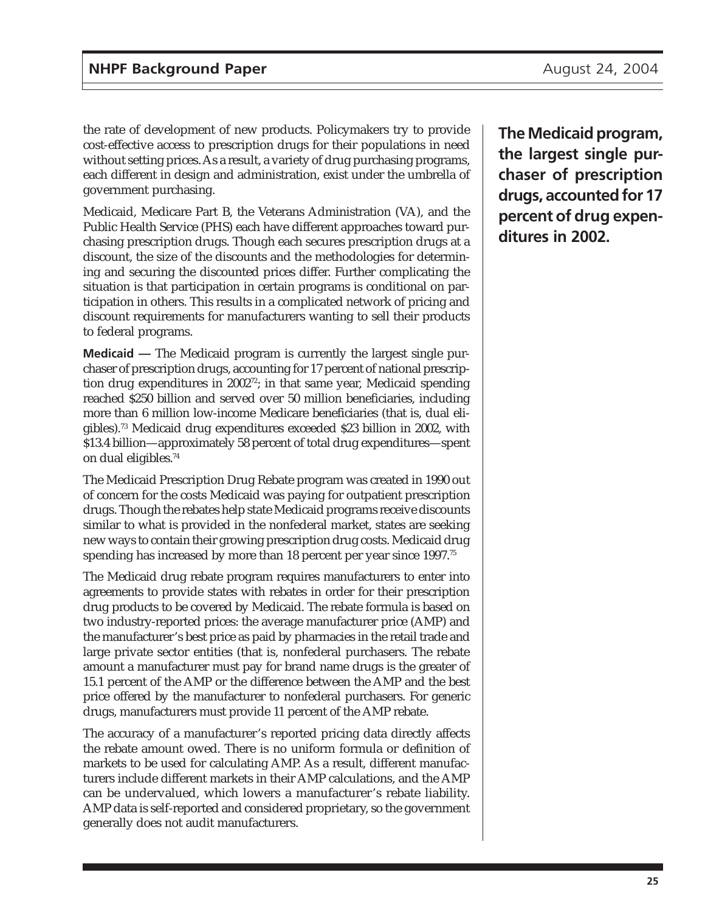the rate of development of new products. Policymakers try to provide cost-effective access to prescription drugs for their populations in need without setting prices. As a result, a variety of drug purchasing programs, each different in design and administration, exist under the umbrella of government purchasing.

Medicaid, Medicare Part B, the Veterans Administration (VA), and the Public Health Service (PHS) each have different approaches toward purchasing prescription drugs. Though each secures prescription drugs at a discount, the size of the discounts and the methodologies for determining and securing the discounted prices differ. Further complicating the situation is that participation in certain programs is conditional on participation in others. This results in a complicated network of pricing and discount requirements for manufacturers wanting to sell their products to federal programs.

**The Medicaid program, the largest single purchaser of prescription drugs, accounted for 17 percent of drug expenditures in 2002.**

**Medicaid —** The Medicaid program is currently the largest single purchaser of prescription drugs, accounting for 17 percent of national prescription drug expenditures in 2002[72]; in that same year, Medicaid spending reached $250 billion and served over 50 million beneficiaries, including more than 6 million low-income Medicare beneficiaries (that is, dual eligibles).[73] Medicaid drug expenditures exceeded $23 billion in 2002, with $13.4 billion—approximately 58 percent of total drug expenditures—spent on dual eligibles.[74]

The Medicaid Prescription Drug Rebate program was created in 1990 out of concern for the costs Medicaid was paying for outpatient prescription drugs. Though the rebates help state Medicaid programs receive discounts similar to what is provided in the nonfederal market, states are seeking new ways to contain their growing prescription drug costs. Medicaid drug spending has increased by more than 18 percent per year since 1997.[75]

The Medicaid drug rebate program requires manufacturers to enter into agreements to provide states with rebates in order for their prescription drug products to be covered by Medicaid. The rebate formula is based on two industry-reported prices: the average manufacturer price (AMP) and the manufacturer's best price as paid by pharmacies in the retail trade and large private sector entities (that is, nonfederal purchasers. The rebate amount a manufacturer must pay for brand name drugs is the greater of 15.1 percent of the AMP or the difference between the AMP and the best price offered by the manufacturer to nonfederal purchasers. For generic drugs, manufacturers must provide 11 percent of the AMP rebate.

The accuracy of a manufacturer's reported pricing data directly affects the rebate amount owed. There is no uniform formula or definition of markets to be used for calculating AMP. As a result, different manufacturers include different markets in their AMP calculations, and the AMP can be undervalued, which lowers a manufacturer's rebate liability. AMP data is self-reported and considered proprietary, so the government generally does not audit manufacturers.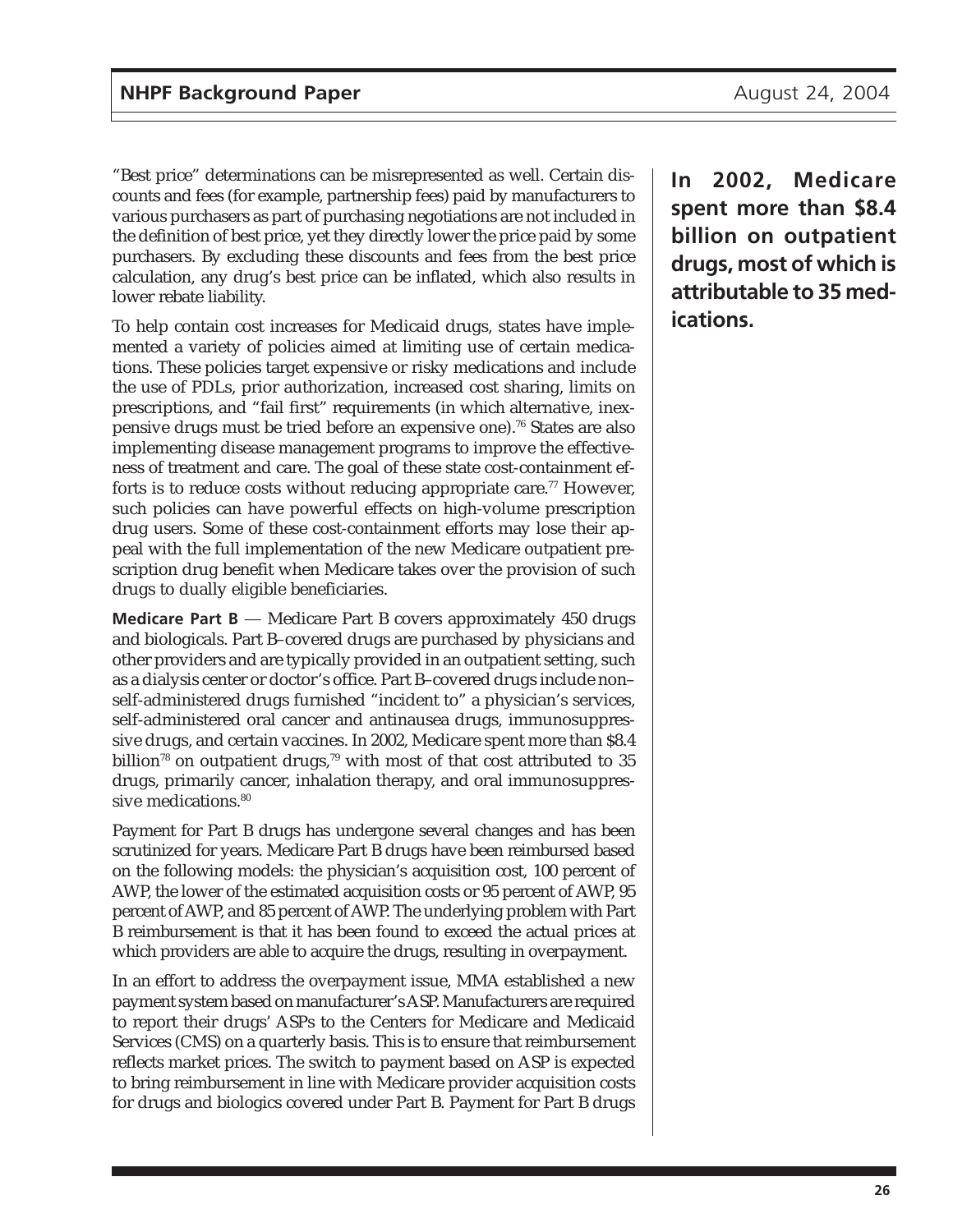"Best price" determinations can be misrepresented as well. Certain discounts and fees (for example, partnership fees) paid by manufacturers to various purchasers as part of purchasing negotiations are not included in the definition of best price, yet they directly lower the price paid by some purchasers. By excluding these discounts and fees from the best price calculation, any drug's best price can be inflated, which also results in lower rebate liability.

To help contain cost increases for Medicaid drugs, states have implemented a variety of policies aimed at limiting use of certain medications. These policies target expensive or risky medications and include the use of PDLs, prior authorization, increased cost sharing, limits on prescriptions, and "fail first" requirements (in which alternative, inexpensive drugs must be tried before an expensive one).[76] States are also implementing disease management programs to improve the effectiveness of treatment and care. The goal of these state cost-containment efforts is to reduce costs without reducing appropriate care.[77] However, such policies can have powerful effects on high-volume prescription drug users. Some of these cost-containment efforts may lose their appeal with the full implementation of the new Medicare outpatient prescription drug benefit when Medicare takes over the provision of such drugs to dually eligible beneficiaries.

**In 2002, Medicare spent more than $8.4 billion on outpatient drugs, most of which is attributable to 35 medications.**

**Medicare Part B** — Medicare Part B covers approximately 450 drugs and biologicals. Part B–covered drugs are purchased by physicians and other providers and are typically provided in an outpatient setting, such as a dialysis center or doctor's office. Part B–covered drugs include non–self-administered drugs furnished "incident to" a physician's services, self-administered oral cancer and antinausea drugs, immunosuppressive drugs, and certain vaccines. In 2002, Medicare spent more than $8.4 billion[78] on outpatient drugs,[79] with most of that cost attributed to 35 drugs, primarily cancer, inhalation therapy, and oral immunosuppressive medications.[80]

Payment for Part B drugs has undergone several changes and has been scrutinized for years. Medicare Part B drugs have been reimbursed based on the following models: the physician's acquisition cost, 100 percent of AWP, the lower of the estimated acquisition costs or 95 percent of AWP, 95 percent of AWP, and 85 percent of AWP. The underlying problem with Part B reimbursement is that it has been found to exceed the actual prices at which providers are able to acquire the drugs, resulting in overpayment.

In an effort to address the overpayment issue, MMA established a new payment system based on manufacturer's ASP. Manufacturers are required to report their drugs' ASPs to the Centers for Medicare and Medicaid Services (CMS) on a quarterly basis. This is to ensure that reimbursement reflects market prices. The switch to payment based on ASP is expected to bring reimbursement in line with Medicare provider acquisition costs for drugs and biologics covered under Part B. Payment for Part B drugs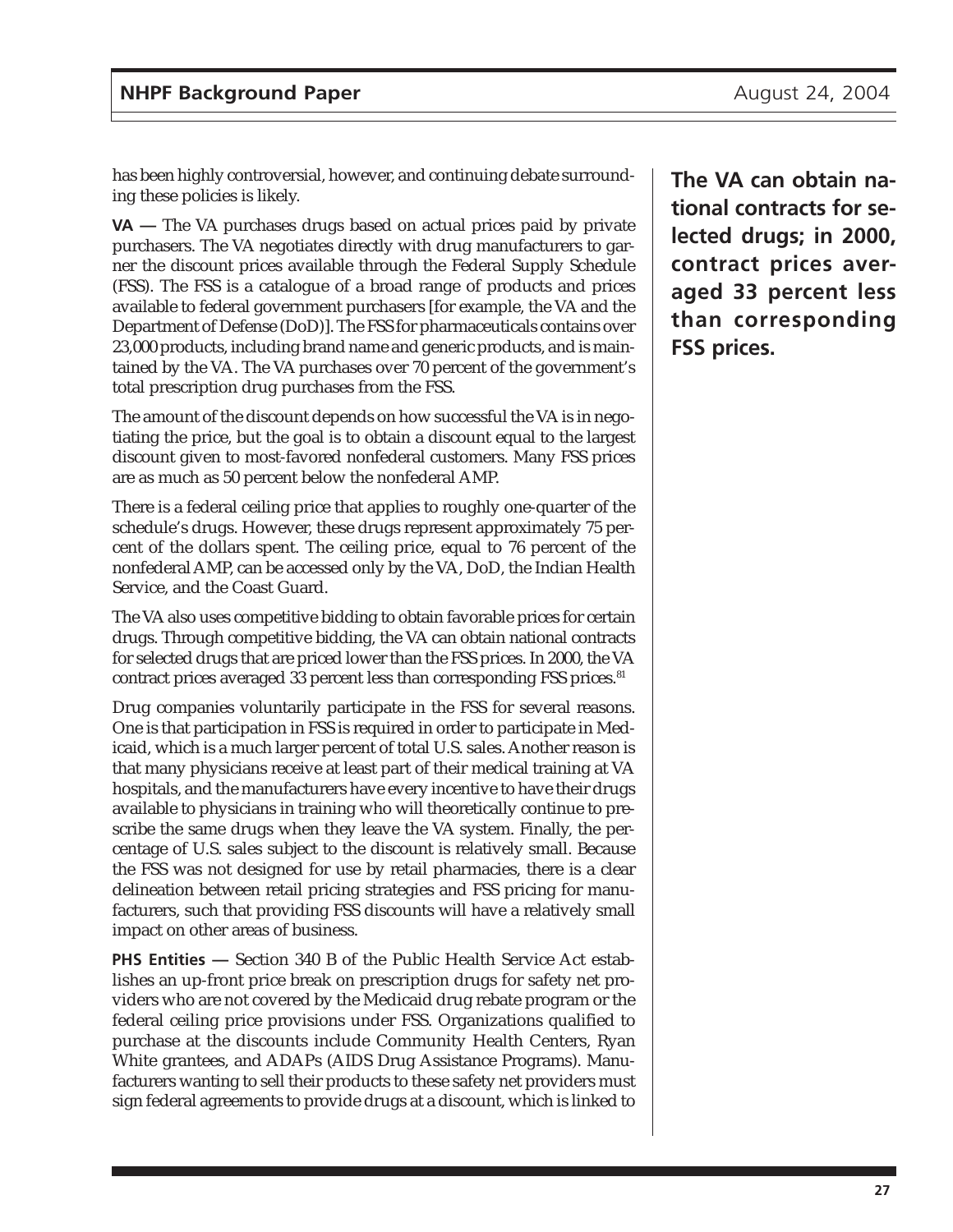has been highly controversial, however, and continuing debate surrounding these policies is likely.

**VA —** The VA purchases drugs based on actual prices paid by private purchasers. The VA negotiates directly with drug manufacturers to garner the discount prices available through the Federal Supply Schedule (FSS). The FSS is a catalogue of a broad range of products and prices available to federal government purchasers [for example, the VA and the Department of Defense (DoD)]. The FSS for pharmaceuticals contains over 23,000 products, including brand name and generic products, and is maintained by the VA. The VA purchases over 70 percent of the government's total prescription drug purchases from the FSS.

The amount of the discount depends on how successful the VA is in negotiating the price, but the goal is to obtain a discount equal to the largest discount given to most-favored nonfederal customers. Many FSS prices are as much as 50 percent below the nonfederal AMP.

There is a federal ceiling price that applies to roughly one-quarter of the schedule's drugs. However, these drugs represent approximately 75 percent of the dollars spent. The ceiling price, equal to 76 percent of the nonfederal AMP, can be accessed only by the VA, DoD, the Indian Health Service, and the Coast Guard.

The VA also uses competitive bidding to obtain favorable prices for certain drugs. Through competitive bidding, the VA can obtain national contracts for selected drugs that are priced lower than the FSS prices. In 2000, the VA contract prices averaged 33 percent less than corresponding FSS prices.[81]

**The VA can obtain national contracts for selected drugs; in 2000, contract prices averaged 33 percent less than corresponding FSS prices.**

Drug companies voluntarily participate in the FSS for several reasons. One is that participation in FSS is required in order to participate in Medicaid, which is a much larger percent of total U.S. sales. Another reason is that many physicians receive at least part of their medical training at VA hospitals, and the manufacturers have every incentive to have their drugs available to physicians in training who will theoretically continue to prescribe the same drugs when they leave the VA system. Finally, the percentage of U.S. sales subject to the discount is relatively small. Because the FSS was not designed for use by retail pharmacies, there is a clear delineation between retail pricing strategies and FSS pricing for manufacturers, such that providing FSS discounts will have a relatively small impact on other areas of business.

**PHS Entities —** Section 340 B of the Public Health Service Act establishes an up-front price break on prescription drugs for safety net providers who are not covered by the Medicaid drug rebate program or the federal ceiling price provisions under FSS. Organizations qualified to purchase at the discounts include Community Health Centers, Ryan White grantees, and ADAPs (AIDS Drug Assistance Programs). Manufacturers wanting to sell their products to these safety net providers must sign federal agreements to provide drugs at a discount, which is linked to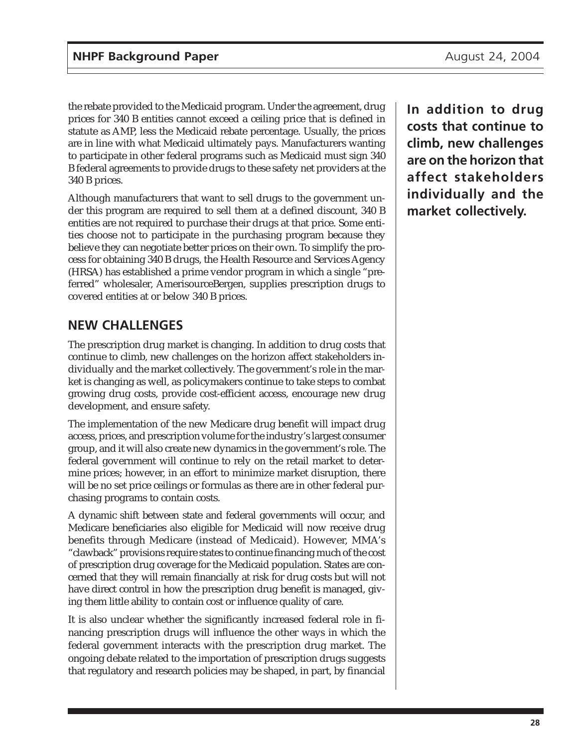the rebate provided to the Medicaid program. Under the agreement, drug prices for 340 B entities cannot exceed a ceiling price that is defined in statute as AMP, less the Medicaid rebate percentage. Usually, the prices are in line with what Medicaid ultimately pays. Manufacturers wanting to participate in other federal programs such as Medicaid must sign 340 B federal agreements to provide drugs to these safety net providers at the 340 B prices.

Although manufacturers that want to sell drugs to the government under this program are required to sell them at a defined discount, 340 B entities are not required to purchase their drugs at that price. Some entities choose not to participate in the purchasing program because they believe they can negotiate better prices on their own. To simplify the process for obtaining 340 B drugs, the Health Resource and Services Agency (HRSA) has established a prime vendor program in which a single "preferred" wholesaler, AmerisourceBergen, supplies prescription drugs to covered entities at or below 340 B prices.

## NEW CHALLENGES

The prescription drug market is changing. In addition to drug costs that continue to climb, new challenges on the horizon affect stakeholders individually and the market collectively. The government's role in the market is changing as well, as policymakers continue to take steps to combat growing drug costs, provide cost-efficient access, encourage new drug development, and ensure safety.

**In addition to drug costs that continue to climb, new challenges are on the horizon that affect stakeholders individually and the market collectively.**

The implementation of the new Medicare drug benefit will impact drug access, prices, and prescription volume for the industry's largest consumer group, and it will also create new dynamics in the government's role. The federal government will continue to rely on the retail market to determine prices; however, in an effort to minimize market disruption, there will be no set price ceilings or formulas as there are in other federal purchasing programs to contain costs.

A dynamic shift between state and federal governments will occur, and Medicare beneficiaries also eligible for Medicaid will now receive drug benefits through Medicare (instead of Medicaid). However, MMA's "clawback" provisions require states to continue financing much of the cost of prescription drug coverage for the Medicaid population. States are concerned that they will remain financially at risk for drug costs but will not have direct control in how the prescription drug benefit is managed, giving them little ability to contain cost or influence quality of care.

It is also unclear whether the significantly increased federal role in financing prescription drugs will influence the other ways in which the federal government interacts with the prescription drug market. The ongoing debate related to the importation of prescription drugs suggests that regulatory and research policies may be shaped, in part, by financial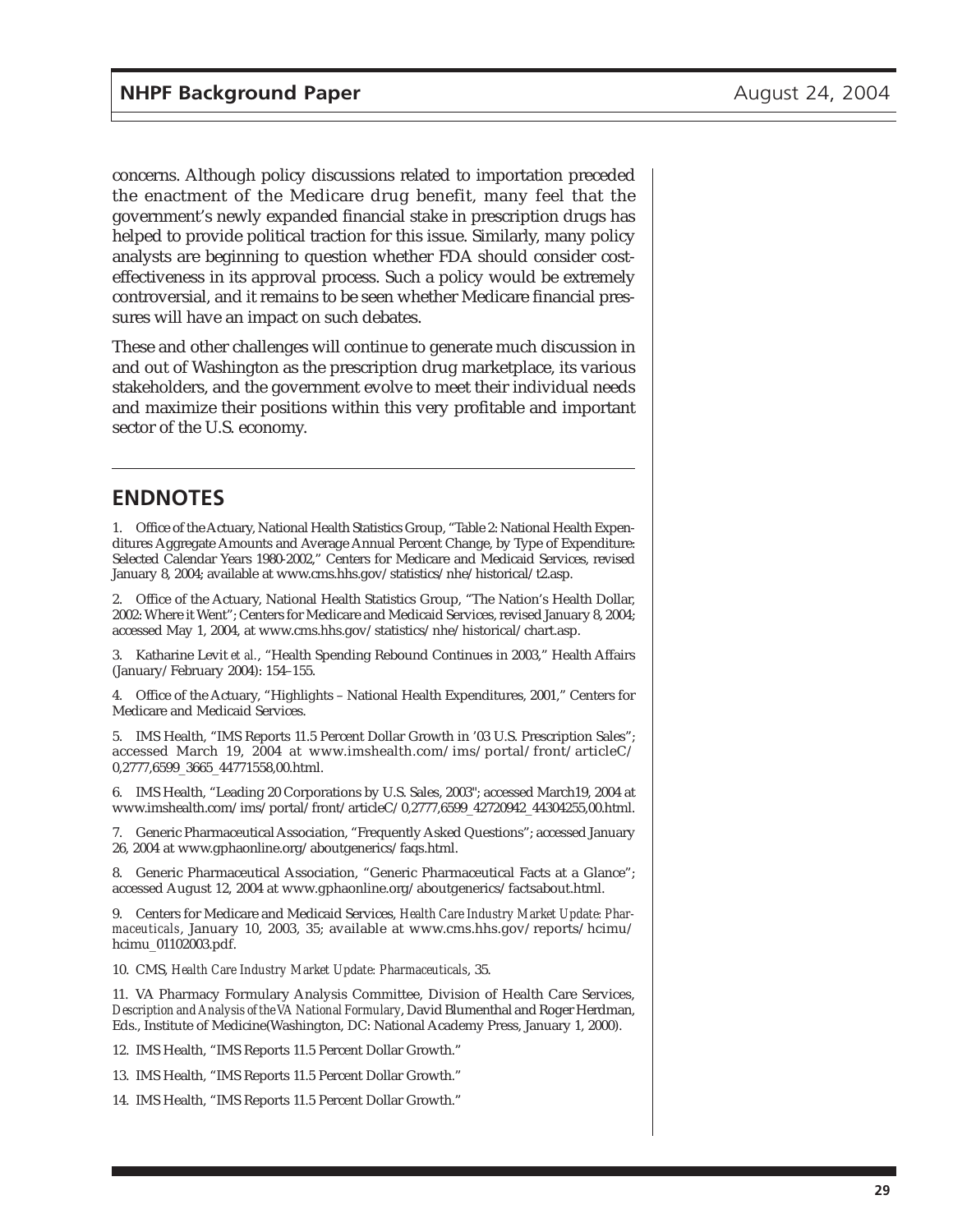concerns. Although policy discussions related to importation preceded the enactment of the Medicare drug benefit, many feel that the government's newly expanded financial stake in prescription drugs has helped to provide political traction for this issue. Similarly, many policy analysts are beginning to question whether FDA should consider cost-effectiveness in its approval process. Such a policy would be extremely controversial, and it remains to be seen whether Medicare financial pressures will have an impact on such debates.

These and other challenges will continue to generate much discussion in and out of Washington as the prescription drug marketplace, its various stakeholders, and the government evolve to meet their individual needs and maximize their positions within this very profitable and important sector of the U.S. economy.

## ENDNOTES

1. Office of the Actuary, National Health Statistics Group, "Table 2: National Health Expenditures Aggregate Amounts and Average Annual Percent Change, by Type of Expenditure: Selected Calendar Years 1980-2002," Centers for Medicare and Medicaid Services, revised January 8, 2004; available at www.cms.hhs.gov/statistics/nhe/historical/t2.asp.

2. Office of the Actuary, National Health Statistics Group, "The Nation's Health Dollar, 2002: Where it Went"; Centers for Medicare and Medicaid Services, revised January 8, 2004; accessed May 1, 2004, at www.cms.hhs.gov/statistics/nhe/historical/chart.asp.

3. Katharine Levit *et al.*, "Health Spending Rebound Continues in 2003," Health Affairs (January/February 2004): 154–155.

4. Office of the Actuary, "Highlights – National Health Expenditures, 2001," Centers for Medicare and Medicaid Services.

5. IMS Health, "IMS Reports 11.5 Percent Dollar Growth in '03 U.S. Prescription Sales"; accessed March 19, 2004 at www.imshealth.com/ims/portal/front/articleC/0,2777,6599_3665_44771558,00.html.

6. IMS Health, "Leading 20 Corporations by U.S. Sales, 2003"; accessed March19, 2004 at www.imshealth.com/ims/portal/front/articleC/0,2777,6599_42720942_44304255,00.html.

7. Generic Pharmaceutical Association, "Frequently Asked Questions"; accessed January 26, 2004 at www.gphaonline.org/aboutgenerics/faqs.html.

8. Generic Pharmaceutical Association, "Generic Pharmaceutical Facts at a Glance"; accessed August 12, 2004 at www.gphaonline.org/aboutgenerics/factsabout.html.

9. Centers for Medicare and Medicaid Services, *Health Care Industry Market Update: Pharmaceuticals*, January 10, 2003, 35; available at www.cms.hhs.gov/reports/hcimu/hcimu_01102003.pdf.

10. CMS, *Health Care Industry Market Update: Pharmaceuticals*, 35.

11. VA Pharmacy Formulary Analysis Committee, Division of Health Care Services, *Description and Analysis of the VA National Formulary*, David Blumenthal and Roger Herdman, Eds., Institute of Medicine(Washington, DC: National Academy Press, January 1, 2000).

12. IMS Health, "IMS Reports 11.5 Percent Dollar Growth."

13. IMS Health, "IMS Reports 11.5 Percent Dollar Growth."

14. IMS Health, "IMS Reports 11.5 Percent Dollar Growth."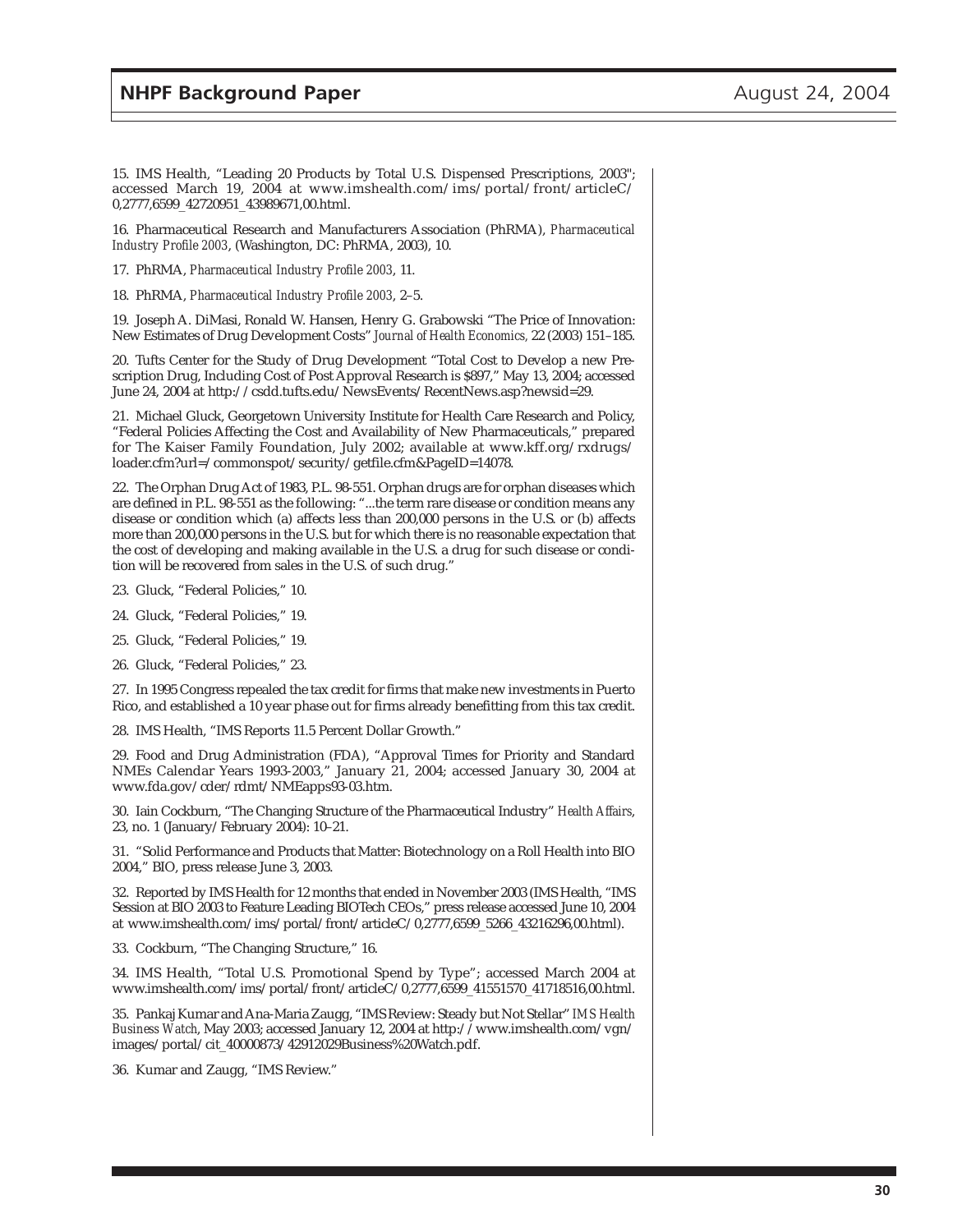15. IMS Health, "Leading 20 Products by Total U.S. Dispensed Prescriptions, 2003"; accessed March 19, 2004 at www.imshealth.com/ims/portal/front/articleC/0,2777,6599_42720951_43989671,00.html.

16. Pharmaceutical Research and Manufacturers Association (PhRMA), *Pharmaceutical Industry Profile 2003*, (Washington, DC: PhRMA, 2003), 10.

17. PhRMA, *Pharmaceutical Industry Profile 2003*, 11.

18. PhRMA, *Pharmaceutical Industry Profile 2003*, 2–5.

19. Joseph A. DiMasi, Ronald W. Hansen, Henry G. Grabowski "The Price of Innovation: New Estimates of Drug Development Costs" *Journal of Health Economics*, 22 (2003) 151–185.

20. Tufts Center for the Study of Drug Development "Total Cost to Develop a new Prescription Drug, Including Cost of Post Approval Research is $897," May 13, 2004; accessed June 24, 2004 at http://csdd.tufts.edu/NewsEvents/RecentNews.asp?newsid=29.

21. Michael Gluck, Georgetown University Institute for Health Care Research and Policy, "Federal Policies Affecting the Cost and Availability of New Pharmaceuticals," prepared for The Kaiser Family Foundation, July 2002; available at www.kff.org/rxdrugs/loader.cfm?url=/commonspot/security/getfile.cfm&PageID=14078.

22. The Orphan Drug Act of 1983, P.L. 98-551. Orphan drugs are for orphan diseases which are defined in P.L. 98-551 as the following: "...the term rare disease or condition means any disease or condition which (a) affects less than 200,000 persons in the U.S. or (b) affects more than 200,000 persons in the U.S. but for which there is no reasonable expectation that the cost of developing and making available in the U.S. a drug for such disease or condition will be recovered from sales in the U.S. of such drug."

23. Gluck, "Federal Policies," 10.

24. Gluck, "Federal Policies," 19.

25. Gluck, "Federal Policies," 19.

26. Gluck, "Federal Policies," 23.

27. In 1995 Congress repealed the tax credit for firms that make new investments in Puerto Rico, and established a 10 year phase out for firms already benefitting from this tax credit.

28. IMS Health, "IMS Reports 11.5 Percent Dollar Growth."

29. Food and Drug Administration (FDA), "Approval Times for Priority and Standard NMEs Calendar Years 1993-2003," January 21, 2004; accessed January 30, 2004 at www.fda.gov/cder/rdmt/NMEapps93-03.htm.

30. Iain Cockburn, "The Changing Structure of the Pharmaceutical Industry" *Health Affairs*, 23, no. 1 (January/February 2004): 10–21.

31. "Solid Performance and Products that Matter: Biotechnology on a Roll Health into BIO 2004," BIO, press release June 3, 2003.

32. Reported by IMS Health for 12 months that ended in November 2003 (IMS Health, "IMS Session at BIO 2003 to Feature Leading BIOTech CEOs," press release accessed June 10, 2004 at www.imshealth.com/ims/portal/front/articleC/0,2777,6599_5266_43216296,00.html).

33. Cockburn, "The Changing Structure," 16.

34. IMS Health, "Total U.S. Promotional Spend by Type"; accessed March 2004 at www.imshealth.com/ims/portal/front/articleC/0,2777,6599_41551570_41718516,00.html.

35. Pankaj Kumar and Ana-Maria Zaugg, "IMS Review: Steady but Not Stellar" *IMS Health Business Watch*, May 2003; accessed January 12, 2004 at http://www.imshealth.com/vgn/images/portal/cit_40000873/42912029Business%20Watch.pdf.

36. Kumar and Zaugg, "IMS Review."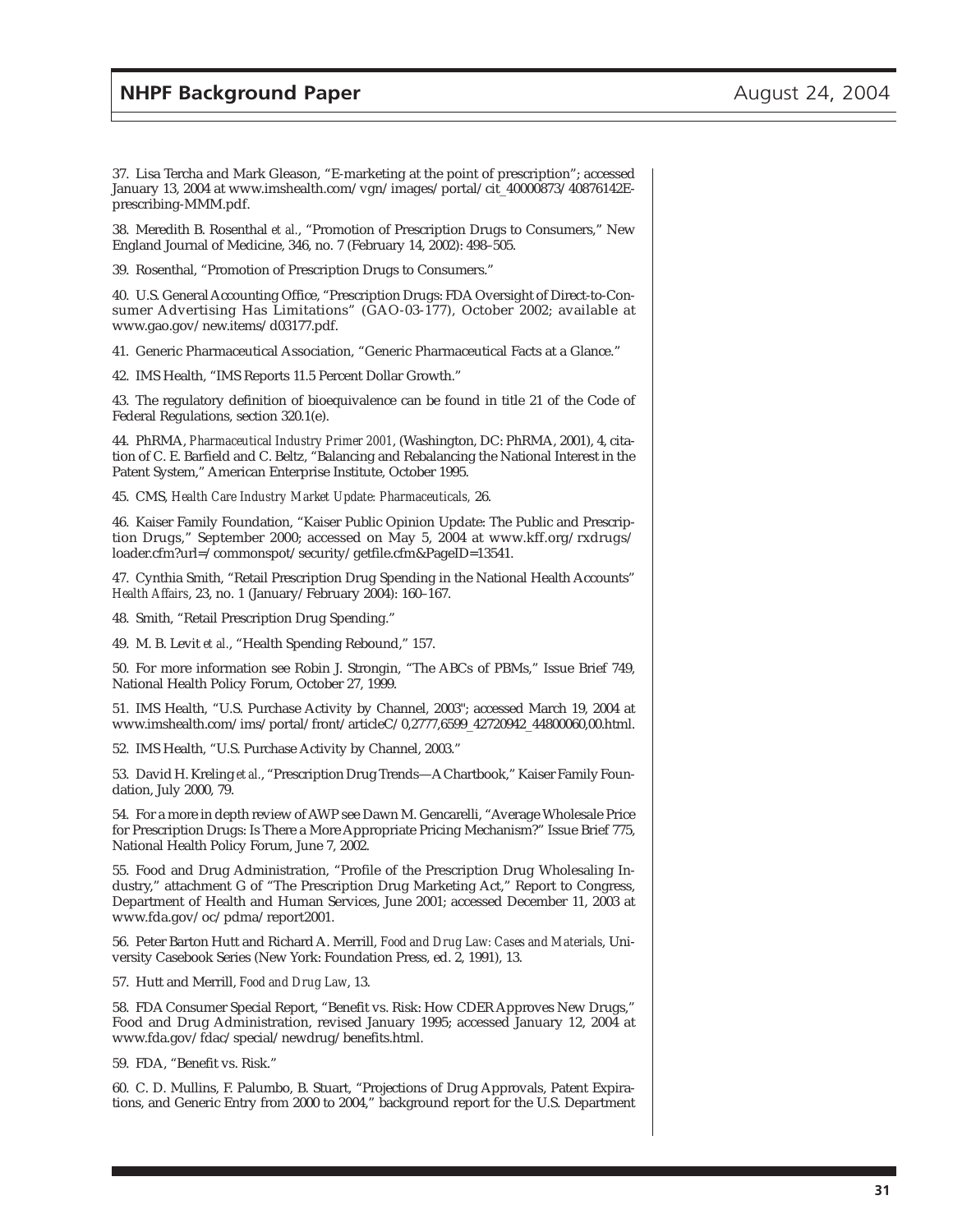37. Lisa Tercha and Mark Gleason, "E-marketing at the point of prescription"; accessed January 13, 2004 at www.imshealth.com/vgn/images/portal/cit_40000873/40876142E-prescribing-MMM.pdf.

38. Meredith B. Rosenthal *et al.*, "Promotion of Prescription Drugs to Consumers," New England Journal of Medicine, 346, no. 7 (February 14, 2002): 498–505.

39. Rosenthal, "Promotion of Prescription Drugs to Consumers."

40. U.S. General Accounting Office, "Prescription Drugs: FDA Oversight of Direct-to-Consumer Advertising Has Limitations" (GAO-03-177), October 2002; available at www.gao.gov/new.items/d03177.pdf.

41. Generic Pharmaceutical Association, "Generic Pharmaceutical Facts at a Glance."

42. IMS Health, "IMS Reports 11.5 Percent Dollar Growth."

43. The regulatory definition of bioequivalence can be found in title 21 of the Code of Federal Regulations, section 320.1(e).

44. PhRMA, *Pharmaceutical Industry Primer 2001*, (Washington, DC: PhRMA, 2001), 4, citation of C. E. Barfield and C. Beltz, "Balancing and Rebalancing the National Interest in the Patent System," American Enterprise Institute, October 1995.

45. CMS, *Health Care Industry Market Update: Pharmaceuticals,* 26.

46. Kaiser Family Foundation, "Kaiser Public Opinion Update: The Public and Prescription Drugs," September 2000; accessed on May 5, 2004 at www.kff.org/rxdrugs/loader.cfm?url=/commonspot/security/getfile.cfm&PageID=13541.

47. Cynthia Smith, "Retail Prescription Drug Spending in the National Health Accounts" *Health Affairs*, 23, no. 1 (January/February 2004): 160–167.

48. Smith, "Retail Prescription Drug Spending."

49. M. B. Levit *et al.*, "Health Spending Rebound," 157.

50. For more information see Robin J. Strongin, "The ABCs of PBMs," Issue Brief 749, National Health Policy Forum, October 27, 1999.

51. IMS Health, "U.S. Purchase Activity by Channel, 2003"; accessed March 19, 2004 at www.imshealth.com/ims/portal/front/articleC/0,2777,6599_42720942_44800060,00.html.

52. IMS Health, "U.S. Purchase Activity by Channel, 2003."

53. David H. Kreling *et al.*, "Prescription Drug Trends—A Chartbook," Kaiser Family Foundation, July 2000, 79.

54. For a more in depth review of AWP see Dawn M. Gencarelli, "Average Wholesale Price for Prescription Drugs: Is There a More Appropriate Pricing Mechanism?" Issue Brief 775, National Health Policy Forum, June 7, 2002.

55. Food and Drug Administration, "Profile of the Prescription Drug Wholesaling Industry," attachment G of "The Prescription Drug Marketing Act," Report to Congress, Department of Health and Human Services, June 2001; accessed December 11, 2003 at www.fda.gov/oc/pdma/report2001.

56. Peter Barton Hutt and Richard A. Merrill, *Food and Drug Law: Cases and Materials*, University Casebook Series (New York: Foundation Press, ed. 2, 1991), 13.

57. Hutt and Merrill, *Food and Drug Law*, 13.

58. FDA Consumer Special Report, "Benefit vs. Risk: How CDER Approves New Drugs," Food and Drug Administration, revised January 1995; accessed January 12, 2004 at www.fda.gov/fdac/special/newdrug/benefits.html.

59. FDA, "Benefit vs. Risk."

60. C. D. Mullins, F. Palumbo, B. Stuart, "Projections of Drug Approvals, Patent Expirations, and Generic Entry from 2000 to 2004," background report for the U.S. Department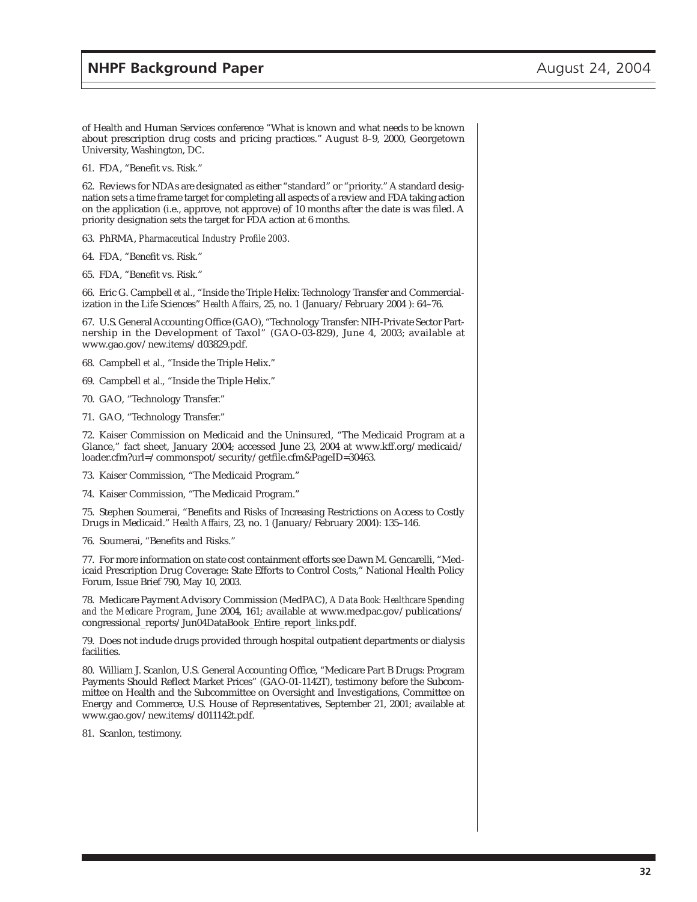of Health and Human Services conference "What is known and what needs to be known about prescription drug costs and pricing practices." August 8–9, 2000, Georgetown University, Washington, DC.

61. FDA, "Benefit vs. Risk."

62. Reviews for NDAs are designated as either "standard" or "priority." A standard designation sets a time frame target for completing all aspects of a review and FDA taking action on the application (i.e., approve, not approve) of 10 months after the date is was filed. A priority designation sets the target for FDA action at 6 months.

63. PhRMA, *Pharmaceutical Industry Profile 2003*.

64. FDA, "Benefit vs. Risk."

65. FDA, "Benefit vs. Risk."

66. Eric G. Campbell *et al.*, "Inside the Triple Helix: Technology Transfer and Commercialization in the Life Sciences" *Health Affairs*, 25, no. 1 (January/February 2004 ): 64–76.

67. U.S. General Accounting Office (GAO), "Technology Transfer: NIH-Private Sector Partnership in the Development of Taxol" (GAO-03-829), June 4, 2003; available at www.gao.gov/new.items/d03829.pdf.

68. Campbell *et al.*, "Inside the Triple Helix."

69. Campbell *et al.*, "Inside the Triple Helix."

70. GAO, "Technology Transfer."

71. GAO, "Technology Transfer."

72. Kaiser Commission on Medicaid and the Uninsured, "The Medicaid Program at a Glance," fact sheet, January 2004; accessed June 23, 2004 at www.kff.org/medicaid/loader.cfm?url=/commonspot/security/getfile.cfm&PageID=30463.

73. Kaiser Commission, "The Medicaid Program."

74. Kaiser Commission, "The Medicaid Program."

75. Stephen Soumerai, "Benefits and Risks of Increasing Restrictions on Access to Costly Drugs in Medicaid." *Health Affairs*, 23, no. 1 (January/February 2004): 135–146.

76. Soumerai, "Benefits and Risks."

77. For more information on state cost containment efforts see Dawn M. Gencarelli, "Medicaid Prescription Drug Coverage: State Efforts to Control Costs," National Health Policy Forum, Issue Brief 790, May 10, 2003.

78. Medicare Payment Advisory Commission (MedPAC), *A Data Book: Healthcare Spending and the Medicare Program*, June 2004, 161; available at www.medpac.gov/publications/congressional_reports/Jun04DataBook_Entire_report_links.pdf.

79. Does not include drugs provided through hospital outpatient departments or dialysis facilities.

80. William J. Scanlon, U.S. General Accounting Office, "Medicare Part B Drugs: Program Payments Should Reflect Market Prices" (GAO-01-1142T), testimony before the Subcommittee on Health and the Subcommittee on Oversight and Investigations, Committee on Energy and Commerce, U.S. House of Representatives, September 21, 2001; available at www.gao.gov/new.items/d011142t.pdf.

81. Scanlon, testimony.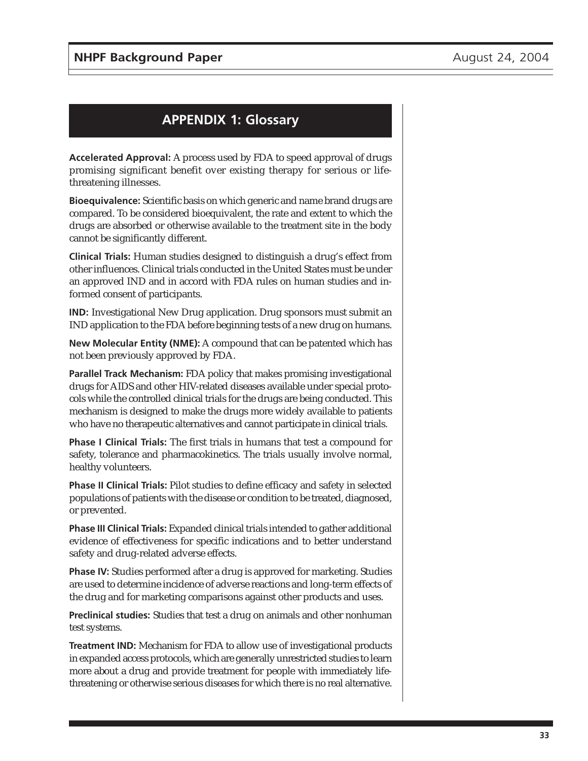# APPENDIX 1: Glossary

**Accelerated Approval:** A process used by FDA to speed approval of drugs promising significant benefit over existing therapy for serious or life-threatening illnesses.

**Bioequivalence:** Scientific basis on which generic and name brand drugs are compared. To be considered bioequivalent, the rate and extent to which the drugs are absorbed or otherwise available to the treatment site in the body cannot be significantly different.

**Clinical Trials:** Human studies designed to distinguish a drug's effect from other influences. Clinical trials conducted in the United States must be under an approved IND and in accord with FDA rules on human studies and informed consent of participants.

**IND:** Investigational New Drug application. Drug sponsors must submit an IND application to the FDA before beginning tests of a new drug on humans.

**New Molecular Entity (NME):** A compound that can be patented which has not been previously approved by FDA.

**Parallel Track Mechanism:** FDA policy that makes promising investigational drugs for AIDS and other HIV-related diseases available under special protocols while the controlled clinical trials for the drugs are being conducted. This mechanism is designed to make the drugs more widely available to patients who have no therapeutic alternatives and cannot participate in clinical trials.

**Phase I Clinical Trials:** The first trials in humans that test a compound for safety, tolerance and pharmacokinetics. The trials usually involve normal, healthy volunteers.

**Phase II Clinical Trials:** Pilot studies to define efficacy and safety in selected populations of patients with the disease or condition to be treated, diagnosed, or prevented.

**Phase III Clinical Trials:** Expanded clinical trials intended to gather additional evidence of effectiveness for specific indications and to better understand safety and drug-related adverse effects.

**Phase IV:** Studies performed after a drug is approved for marketing. Studies are used to determine incidence of adverse reactions and long-term effects of the drug and for marketing comparisons against other products and uses.

**Preclinical studies:** Studies that test a drug on animals and other nonhuman test systems.

**Treatment IND:** Mechanism for FDA to allow use of investigational products in expanded access protocols, which are generally unrestricted studies to learn more about a drug and provide treatment for people with immediately life-threatening or otherwise serious diseases for which there is no real alternative.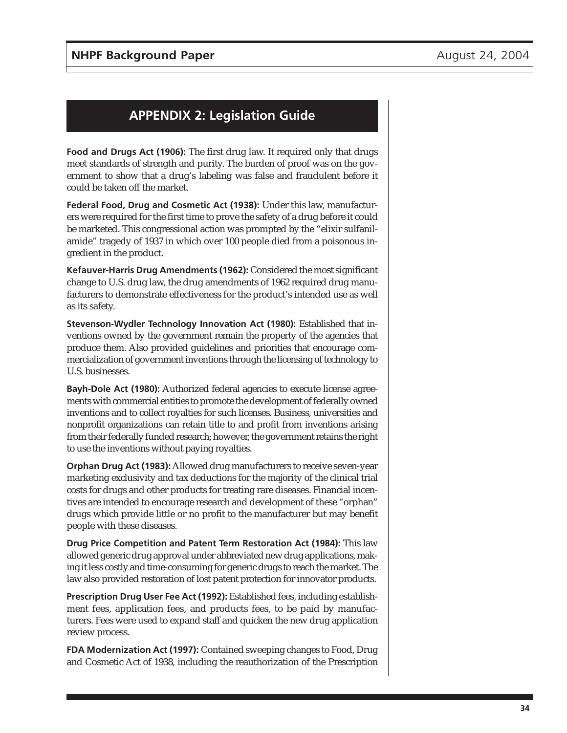## APPENDIX 2: Legislation Guide

**Food and Drugs Act (1906):** The first drug law. It required only that drugs meet standards of strength and purity. The burden of proof was on the government to show that a drug's labeling was false and fraudulent before it could be taken off the market.

**Federal Food, Drug and Cosmetic Act (1938):** Under this law, manufacturers were required for the first time to prove the safety of a drug before it could be marketed. This congressional action was prompted by the "elixir sulfanilamide" tragedy of 1937 in which over 100 people died from a poisonous ingredient in the product.

**Kefauver-Harris Drug Amendments (1962):** Considered the most significant change to U.S. drug law, the drug amendments of 1962 required drug manufacturers to demonstrate effectiveness for the product's intended use as well as its safety.

**Stevenson-Wydler Technology Innovation Act (1980):** Established that inventions owned by the government remain the property of the agencies that produce them. Also provided guidelines and priorities that encourage commercialization of government inventions through the licensing of technology to U.S. businesses.

**Bayh-Dole Act (1980):** Authorized federal agencies to execute license agreements with commercial entities to promote the development of federally owned inventions and to collect royalties for such licenses. Business, universities and nonprofit organizations can retain title to and profit from inventions arising from their federally funded research; however, the government retains the right to use the inventions without paying royalties.

**Orphan Drug Act (1983):** Allowed drug manufacturers to receive seven-year marketing exclusivity and tax deductions for the majority of the clinical trial costs for drugs and other products for treating rare diseases. Financial incentives are intended to encourage research and development of these "orphan" drugs which provide little or no profit to the manufacturer but may benefit people with these diseases.

**Drug Price Competition and Patent Term Restoration Act (1984):** This law allowed generic drug approval under abbreviated new drug applications, making it less costly and time-consuming for generic drugs to reach the market. The law also provided restoration of lost patent protection for innovator products.

**Prescription Drug User Fee Act (1992):** Established fees, including establishment fees, application fees, and products fees, to be paid by manufacturers. Fees were used to expand staff and quicken the new drug application review process.

**FDA Modernization Act (1997):** Contained sweeping changes to Food, Drug and Cosmetic Act of 1938, including the reauthorization of the Prescription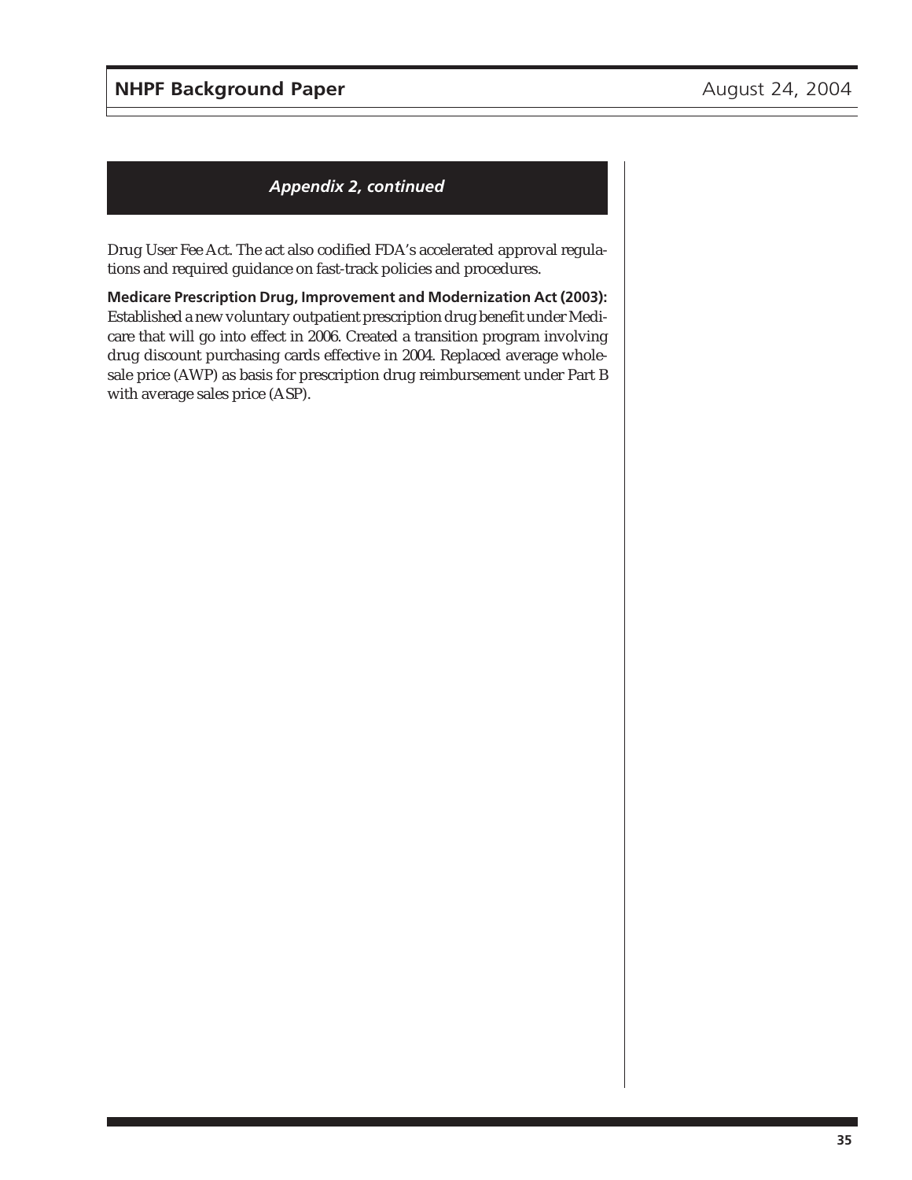### *Appendix 2, continued*

Drug User Fee Act. The act also codified FDA's accelerated approval regulations and required guidance on fast-track policies and procedures.

**Medicare Prescription Drug, Improvement and Modernization Act (2003):** Established a new voluntary outpatient prescription drug benefit under Medicare that will go into effect in 2006. Created a transition program involving drug discount purchasing cards effective in 2004. Replaced average wholesale price (AWP) as basis for prescription drug reimbursement under Part B with average sales price (ASP).